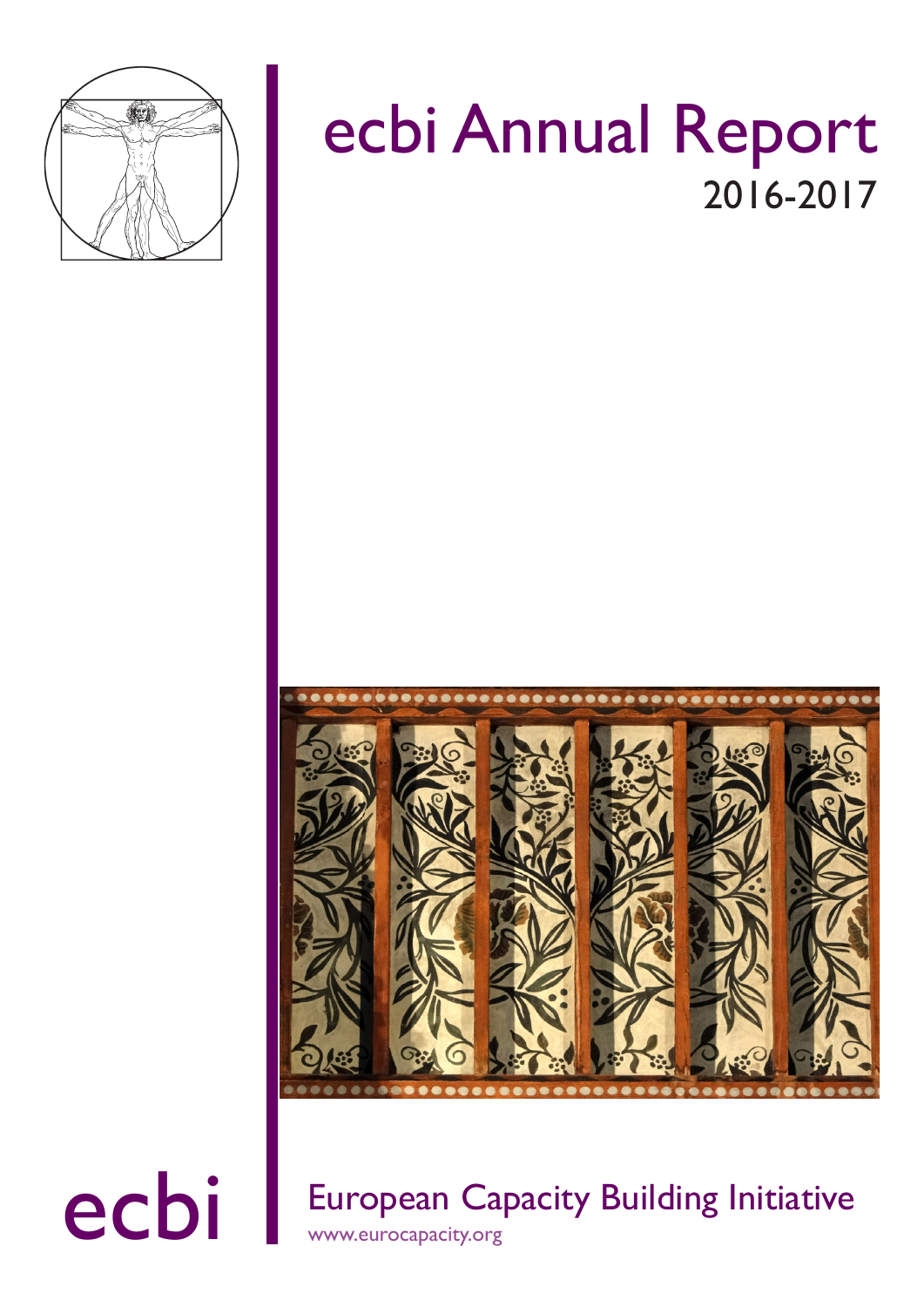# ecbi Annual Report

2016-2017

ecbi

European Capacity Building Initiative

www.eurocapacity.org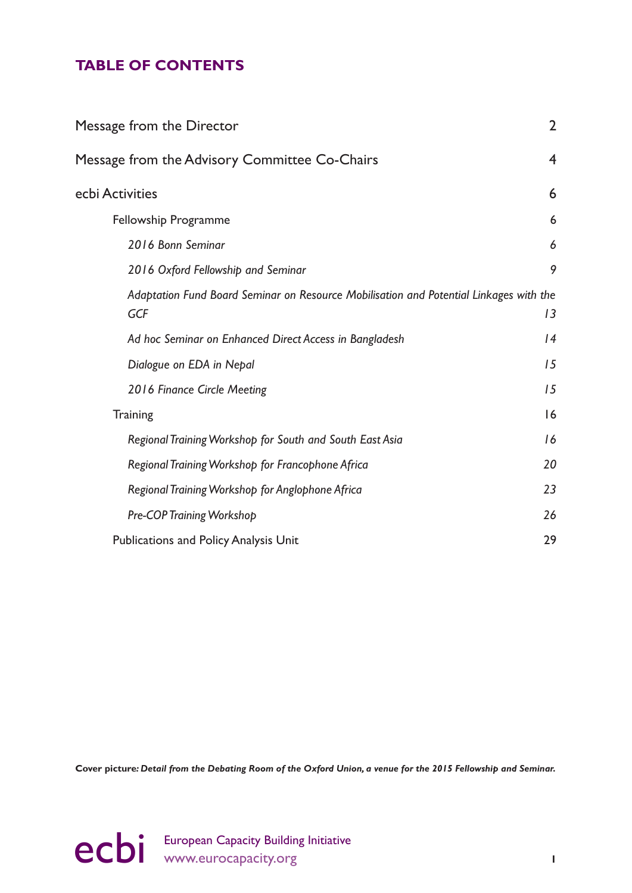## TABLE OF CONTENTS

| | |
|---|---|
| Message from the Director | 2 |
| Message from the Advisory Committee Co-Chairs | 4 |
| ecbi Activities | 6 |
| Fellowship Programme | 6 |
| *2016 Bonn Seminar* | *6* |
| *2016 Oxford Fellowship and Seminar* | *9* |
| *Adaptation Fund Board Seminar on Resource Mobilisation and Potential Linkages with the GCF* | *13* |
| *Ad hoc Seminar on Enhanced Direct Access in Bangladesh* | *14* |
| *Dialogue on EDA in Nepal* | *15* |
| *2016 Finance Circle Meeting* | *15* |
| Training | 16 |
| *Regional Training Workshop for South and South East Asia* | *16* |
| *Regional Training Workshop for Francophone Africa* | *20* |
| *Regional Training Workshop for Anglophone Africa* | *23* |
| *Pre-COP Training Workshop* | *26* |
| Publications and Policy Analysis Unit | 29 |

**Cover picture*: Detail from the Debating Room of the Oxford Union, a venue for the 2015 Fellowship and Seminar.***

European Capacity Building Initiative
www.eurocapacity.org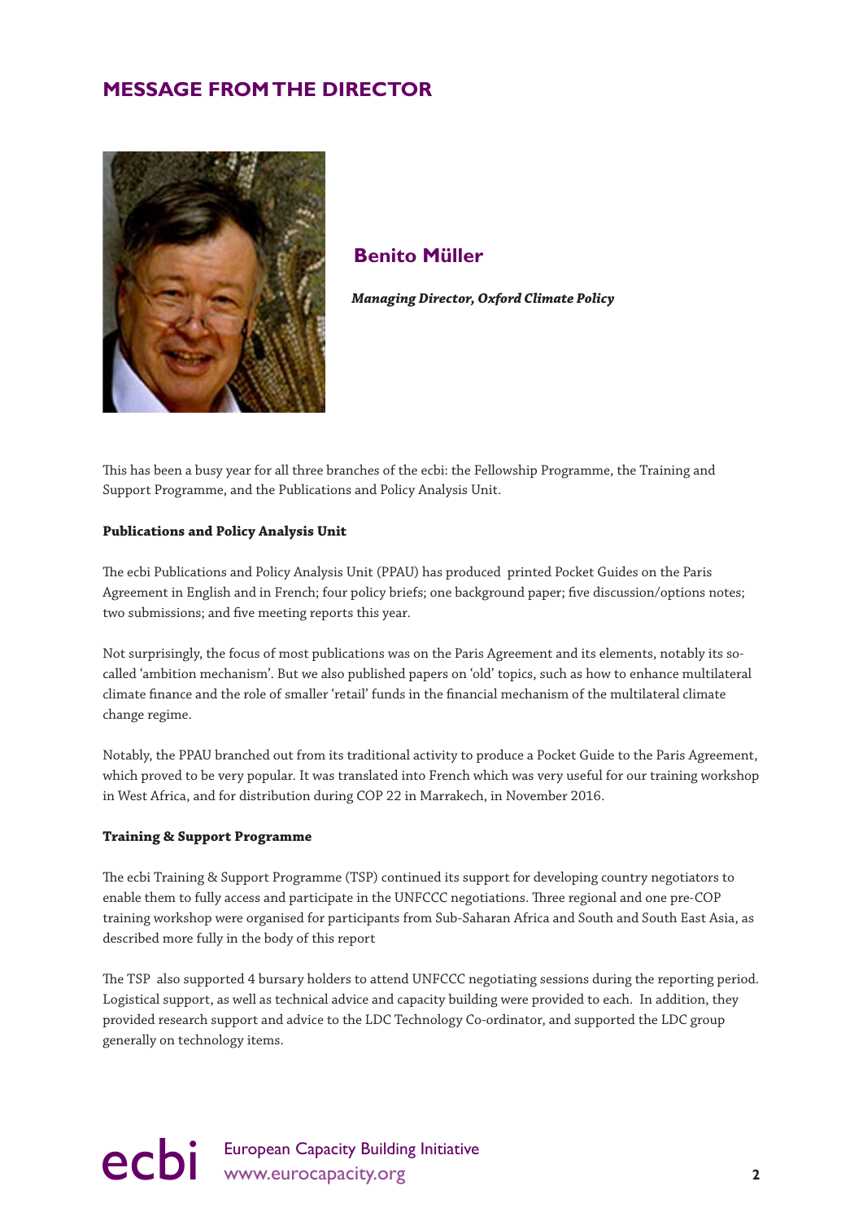## MESSAGE FROM THE DIRECTOR

### Benito Müller

***Managing Director, Oxford Climate Policy***

This has been a busy year for all three branches of the ecbi: the Fellowship Programme, the Training and Support Programme, and the Publications and Policy Analysis Unit.

**Publications and Policy Analysis Unit**

The ecbi Publications and Policy Analysis Unit (PPAU) has produced printed Pocket Guides on the Paris Agreement in English and in French; four policy briefs; one background paper; five discussion/options notes; two submissions; and five meeting reports this year.

Not surprisingly, the focus of most publications was on the Paris Agreement and its elements, notably its so-called 'ambition mechanism'. But we also published papers on 'old' topics, such as how to enhance multilateral climate finance and the role of smaller 'retail' funds in the financial mechanism of the multilateral climate change regime.

Notably, the PPAU branched out from its traditional activity to produce a Pocket Guide to the Paris Agreement, which proved to be very popular. It was translated into French which was very useful for our training workshop in West Africa, and for distribution during COP 22 in Marrakech, in November 2016.

**Training & Support Programme**

The ecbi Training & Support Programme (TSP) continued its support for developing country negotiators to enable them to fully access and participate in the UNFCCC negotiations. Three regional and one pre-COP training workshop were organised for participants from Sub-Saharan Africa and South and South East Asia, as described more fully in the body of this report

The TSP also supported 4 bursary holders to attend UNFCCC negotiating sessions during the reporting period. Logistical support, as well as technical advice and capacity building were provided to each. In addition, they provided research support and advice to the LDC Technology Co-ordinator, and supported the LDC group generally on technology items.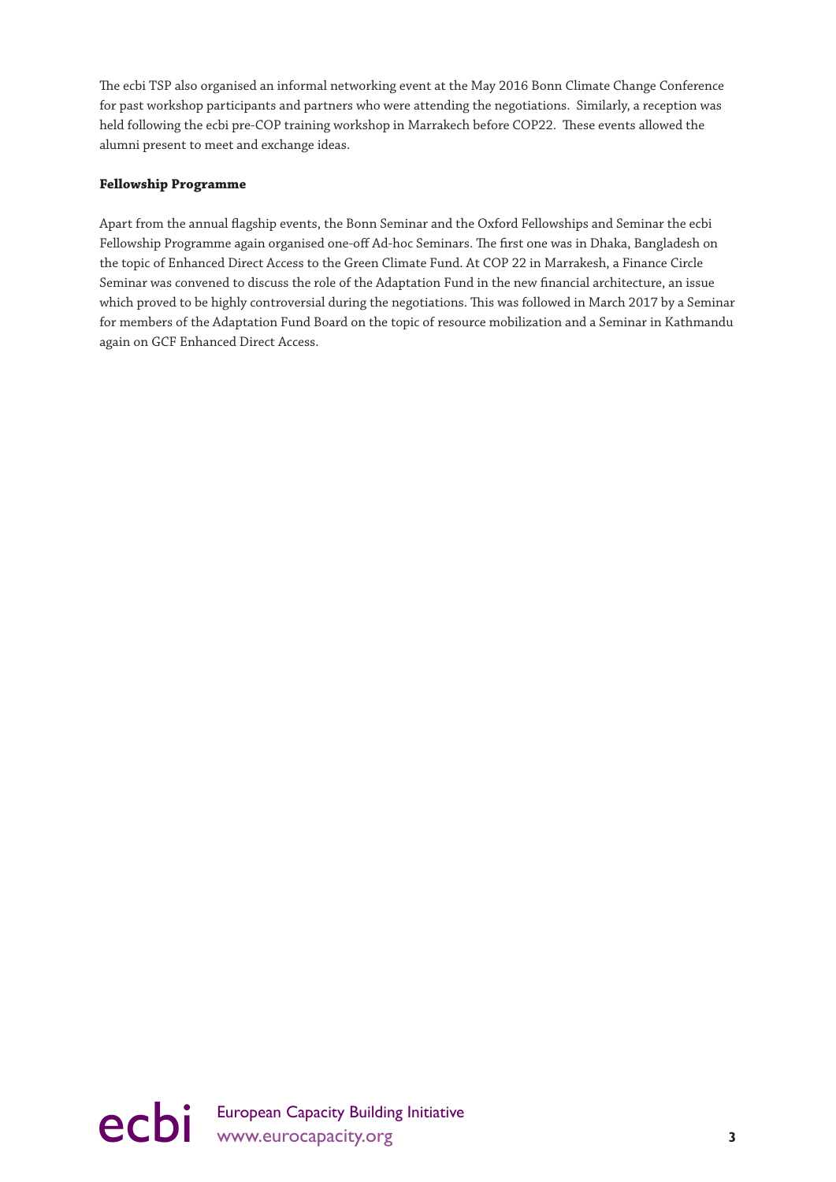The ecbi TSP also organised an informal networking event at the May 2016 Bonn Climate Change Conference for past workshop participants and partners who were attending the negotiations. Similarly, a reception was held following the ecbi pre-COP training workshop in Marrakech before COP22. These events allowed the alumni present to meet and exchange ideas.

**Fellowship Programme**

Apart from the annual flagship events, the Bonn Seminar and the Oxford Fellowships and Seminar the ecbi Fellowship Programme again organised one-off Ad-hoc Seminars. The first one was in Dhaka, Bangladesh on the topic of Enhanced Direct Access to the Green Climate Fund. At COP 22 in Marrakesh, a Finance Circle Seminar was convened to discuss the role of the Adaptation Fund in the new financial architecture, an issue which proved to be highly controversial during the negotiations. This was followed in March 2017 by a Seminar for members of the Adaptation Fund Board on the topic of resource mobilization and a Seminar in Kathmandu again on GCF Enhanced Direct Access.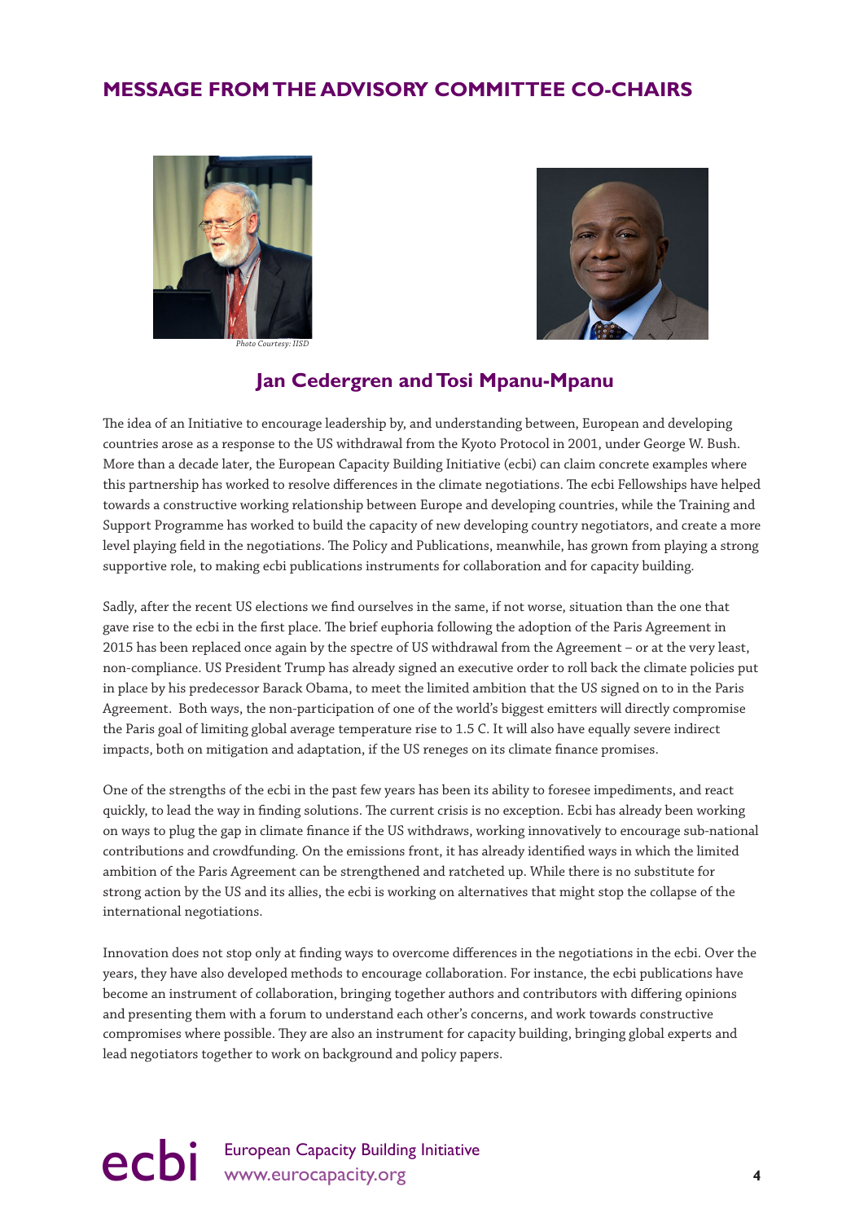# MESSAGE FROM THE ADVISORY COMMITTEE CO-CHAIRS

*Photo Courtesy: IISD*

## Jan Cedergren and Tosi Mpanu-Mpanu

The idea of an Initiative to encourage leadership by, and understanding between, European and developing countries arose as a response to the US withdrawal from the Kyoto Protocol in 2001, under George W. Bush. More than a decade later, the European Capacity Building Initiative (ecbi) can claim concrete examples where this partnership has worked to resolve differences in the climate negotiations. The ecbi Fellowships have helped towards a constructive working relationship between Europe and developing countries, while the Training and Support Programme has worked to build the capacity of new developing country negotiators, and create a more level playing field in the negotiations. The Policy and Publications, meanwhile, has grown from playing a strong supportive role, to making ecbi publications instruments for collaboration and for capacity building.

Sadly, after the recent US elections we find ourselves in the same, if not worse, situation than the one that gave rise to the ecbi in the first place. The brief euphoria following the adoption of the Paris Agreement in 2015 has been replaced once again by the spectre of US withdrawal from the Agreement – or at the very least, non-compliance. US President Trump has already signed an executive order to roll back the climate policies put in place by his predecessor Barack Obama, to meet the limited ambition that the US signed on to in the Paris Agreement. Both ways, the non-participation of one of the world's biggest emitters will directly compromise the Paris goal of limiting global average temperature rise to 1.5 C. It will also have equally severe indirect impacts, both on mitigation and adaptation, if the US reneges on its climate finance promises.

One of the strengths of the ecbi in the past few years has been its ability to foresee impediments, and react quickly, to lead the way in finding solutions. The current crisis is no exception. Ecbi has already been working on ways to plug the gap in climate finance if the US withdraws, working innovatively to encourage sub-national contributions and crowdfunding. On the emissions front, it has already identified ways in which the limited ambition of the Paris Agreement can be strengthened and ratcheted up. While there is no substitute for strong action by the US and its allies, the ecbi is working on alternatives that might stop the collapse of the international negotiations.

Innovation does not stop only at finding ways to overcome differences in the negotiations in the ecbi. Over the years, they have also developed methods to encourage collaboration. For instance, the ecbi publications have become an instrument of collaboration, bringing together authors and contributors with differing opinions and presenting them with a forum to understand each other's concerns, and work towards constructive compromises where possible. They are also an instrument for capacity building, bringing global experts and lead negotiators together to work on background and policy papers.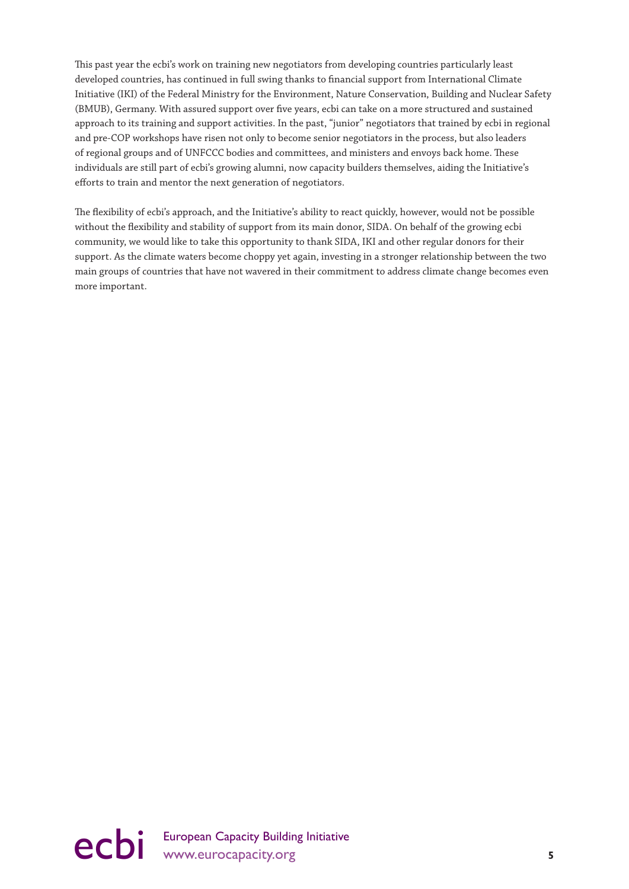This past year the ecbi's work on training new negotiators from developing countries particularly least developed countries, has continued in full swing thanks to financial support from International Climate Initiative (IKI) of the Federal Ministry for the Environment, Nature Conservation, Building and Nuclear Safety (BMUB), Germany. With assured support over five years, ecbi can take on a more structured and sustained approach to its training and support activities. In the past, "junior" negotiators that trained by ecbi in regional and pre-COP workshops have risen not only to become senior negotiators in the process, but also leaders of regional groups and of UNFCCC bodies and committees, and ministers and envoys back home. These individuals are still part of ecbi's growing alumni, now capacity builders themselves, aiding the Initiative's efforts to train and mentor the next generation of negotiators.

The flexibility of ecbi's approach, and the Initiative's ability to react quickly, however, would not be possible without the flexibility and stability of support from its main donor, SIDA. On behalf of the growing ecbi community, we would like to take this opportunity to thank SIDA, IKI and other regular donors for their support. As the climate waters become choppy yet again, investing in a stronger relationship between the two main groups of countries that have not wavered in their commitment to address climate change becomes even more important.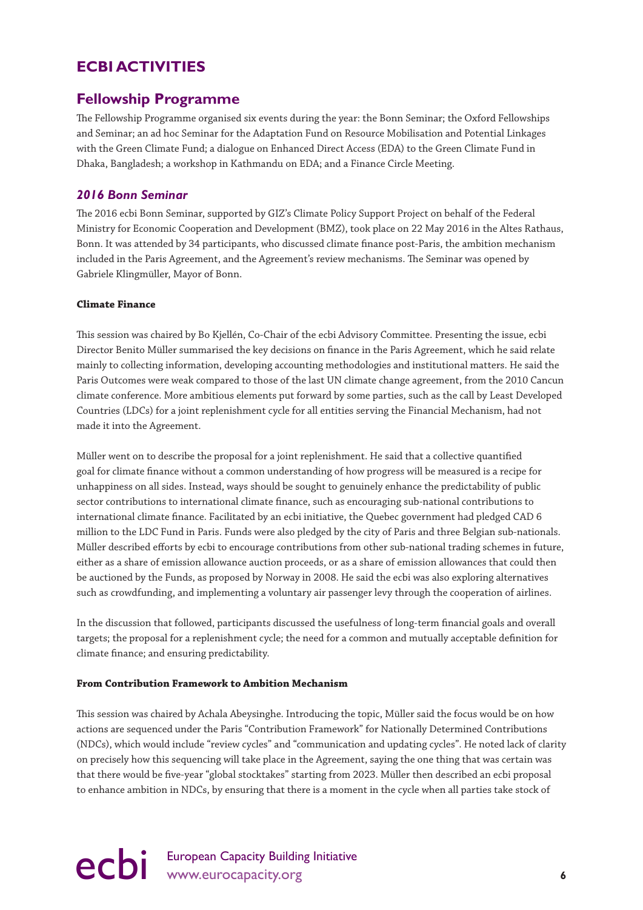# ECBI ACTIVITIES

## Fellowship Programme

The Fellowship Programme organised six events during the year: the Bonn Seminar; the Oxford Fellowships and Seminar; an ad hoc Seminar for the Adaptation Fund on Resource Mobilisation and Potential Linkages with the Green Climate Fund; a dialogue on Enhanced Direct Access (EDA) to the Green Climate Fund in Dhaka, Bangladesh; a workshop in Kathmandu on EDA; and a Finance Circle Meeting.

### *2016 Bonn Seminar*

The 2016 ecbi Bonn Seminar, supported by GIZ's Climate Policy Support Project on behalf of the Federal Ministry for Economic Cooperation and Development (BMZ), took place on 22 May 2016 in the Altes Rathaus, Bonn. It was attended by 34 participants, who discussed climate finance post-Paris, the ambition mechanism included in the Paris Agreement, and the Agreement's review mechanisms. The Seminar was opened by Gabriele Klingmüller, Mayor of Bonn.

**Climate Finance**

This session was chaired by Bo Kjellén, Co-Chair of the ecbi Advisory Committee. Presenting the issue, ecbi Director Benito Müller summarised the key decisions on finance in the Paris Agreement, which he said relate mainly to collecting information, developing accounting methodologies and institutional matters. He said the Paris Outcomes were weak compared to those of the last UN climate change agreement, from the 2010 Cancun climate conference. More ambitious elements put forward by some parties, such as the call by Least Developed Countries (LDCs) for a joint replenishment cycle for all entities serving the Financial Mechanism, had not made it into the Agreement.

Müller went on to describe the proposal for a joint replenishment. He said that a collective quantified goal for climate finance without a common understanding of how progress will be measured is a recipe for unhappiness on all sides. Instead, ways should be sought to genuinely enhance the predictability of public sector contributions to international climate finance, such as encouraging sub-national contributions to international climate finance. Facilitated by an ecbi initiative, the Quebec government had pledged CAD 6 million to the LDC Fund in Paris. Funds were also pledged by the city of Paris and three Belgian sub-nationals. Müller described efforts by ecbi to encourage contributions from other sub-national trading schemes in future, either as a share of emission allowance auction proceeds, or as a share of emission allowances that could then be auctioned by the Funds, as proposed by Norway in 2008. He said the ecbi was also exploring alternatives such as crowdfunding, and implementing a voluntary air passenger levy through the cooperation of airlines.

In the discussion that followed, participants discussed the usefulness of long-term financial goals and overall targets; the proposal for a replenishment cycle; the need for a common and mutually acceptable definition for climate finance; and ensuring predictability.

**From Contribution Framework to Ambition Mechanism**

This session was chaired by Achala Abeysinghe. Introducing the topic, Müller said the focus would be on how actions are sequenced under the Paris "Contribution Framework" for Nationally Determined Contributions (NDCs), which would include "review cycles" and "communication and updating cycles". He noted lack of clarity on precisely how this sequencing will take place in the Agreement, saying the one thing that was certain was that there would be five-year "global stocktakes" starting from 2023. Müller then described an ecbi proposal to enhance ambition in NDCs, by ensuring that there is a moment in the cycle when all parties take stock of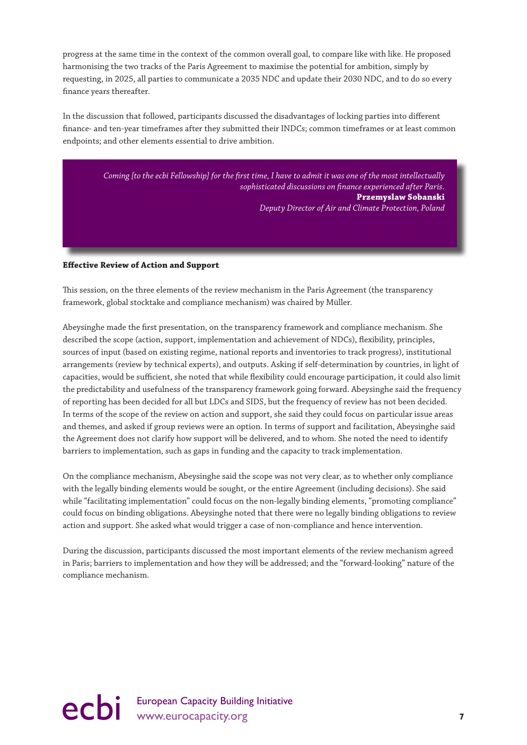progress at the same time in the context of the common overall goal, to compare like with like. He proposed harmonising the two tracks of the Paris Agreement to maximise the potential for ambition, simply by requesting, in 2025, all parties to communicate a 2035 NDC and update their 2030 NDC, and to do so every finance years thereafter.

In the discussion that followed, participants discussed the disadvantages of locking parties into different finance- and ten-year timeframes after they submitted their INDCs; common timeframes or at least common endpoints; and other elements essential to drive ambition.

> *Coming [to the ecbi Fellowship] for the first time, I have to admit it was one of the most intellectually sophisticated discussions on finance experienced after Paris.*
> **Przemyslaw Sobanski**
> *Deputy Director of Air and Climate Protection, Poland*

**Effective Review of Action and Support**

This session, on the three elements of the review mechanism in the Paris Agreement (the transparency framework, global stocktake and compliance mechanism) was chaired by Müller.

Abeysinghe made the first presentation, on the transparency framework and compliance mechanism. She described the scope (action, support, implementation and achievement of NDCs), flexibility, principles, sources of input (based on existing regime, national reports and inventories to track progress), institutional arrangements (review by technical experts), and outputs. Asking if self-determination by countries, in light of capacities, would be sufficient, she noted that while flexibility could encourage participation, it could also limit the predictability and usefulness of the transparency framework going forward. Abeysinghe said the frequency of reporting has been decided for all but LDCs and SIDS, but the frequency of review has not been decided. In terms of the scope of the review on action and support, she said they could focus on particular issue areas and themes, and asked if group reviews were an option. In terms of support and facilitation, Abeysinghe said the Agreement does not clarify how support will be delivered, and to whom. She noted the need to identify barriers to implementation, such as gaps in funding and the capacity to track implementation.

On the compliance mechanism, Abeysinghe said the scope was not very clear, as to whether only compliance with the legally binding elements would be sought, or the entire Agreement (including decisions). She said while "facilitating implementation" could focus on the non-legally binding elements, "promoting compliance" could focus on binding obligations. Abeysinghe noted that there were no legally binding obligations to review action and support. She asked what would trigger a case of non-compliance and hence intervention.

During the discussion, participants discussed the most important elements of the review mechanism agreed in Paris; barriers to implementation and how they will be addressed; and the "forward-looking" nature of the compliance mechanism.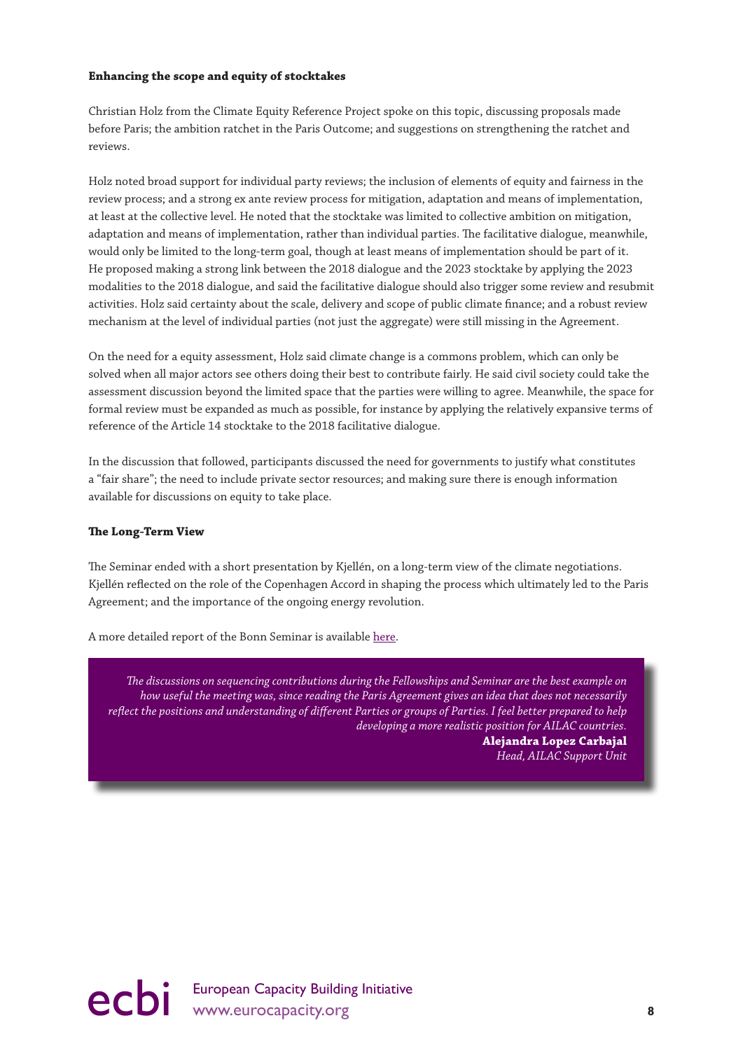**Enhancing the scope and equity of stocktakes**

Christian Holz from the Climate Equity Reference Project spoke on this topic, discussing proposals made before Paris; the ambition ratchet in the Paris Outcome; and suggestions on strengthening the ratchet and reviews.

Holz noted broad support for individual party reviews; the inclusion of elements of equity and fairness in the review process; and a strong ex ante review process for mitigation, adaptation and means of implementation, at least at the collective level. He noted that the stocktake was limited to collective ambition on mitigation, adaptation and means of implementation, rather than individual parties. The facilitative dialogue, meanwhile, would only be limited to the long-term goal, though at least means of implementation should be part of it. He proposed making a strong link between the 2018 dialogue and the 2023 stocktake by applying the 2023 modalities to the 2018 dialogue, and said the facilitative dialogue should also trigger some review and resubmit activities. Holz said certainty about the scale, delivery and scope of public climate finance; and a robust review mechanism at the level of individual parties (not just the aggregate) were still missing in the Agreement.

On the need for a equity assessment, Holz said climate change is a commons problem, which can only be solved when all major actors see others doing their best to contribute fairly. He said civil society could take the assessment discussion beyond the limited space that the parties were willing to agree. Meanwhile, the space for formal review must be expanded as much as possible, for instance by applying the relatively expansive terms of reference of the Article 14 stocktake to the 2018 facilitative dialogue.

In the discussion that followed, participants discussed the need for governments to justify what constitutes a "fair share"; the need to include private sector resources; and making sure there is enough information available for discussions on equity to take place.

**The Long-Term View**

The Seminar ended with a short presentation by Kjellén, on a long-term view of the climate negotiations. Kjellén reflected on the role of the Copenhagen Accord in shaping the process which ultimately led to the Paris Agreement; and the importance of the ongoing energy revolution.

A more detailed report of the Bonn Seminar is available here.

> *The discussions on sequencing contributions during the Fellowships and Seminar are the best example on how useful the meeting was, since reading the Paris Agreement gives an idea that does not necessarily reflect the positions and understanding of different Parties or groups of Parties. I feel better prepared to help developing a more realistic position for AILAC countries.*
>
> **Alejandra Lopez Carbajal**
> *Head, AILAC Support Unit*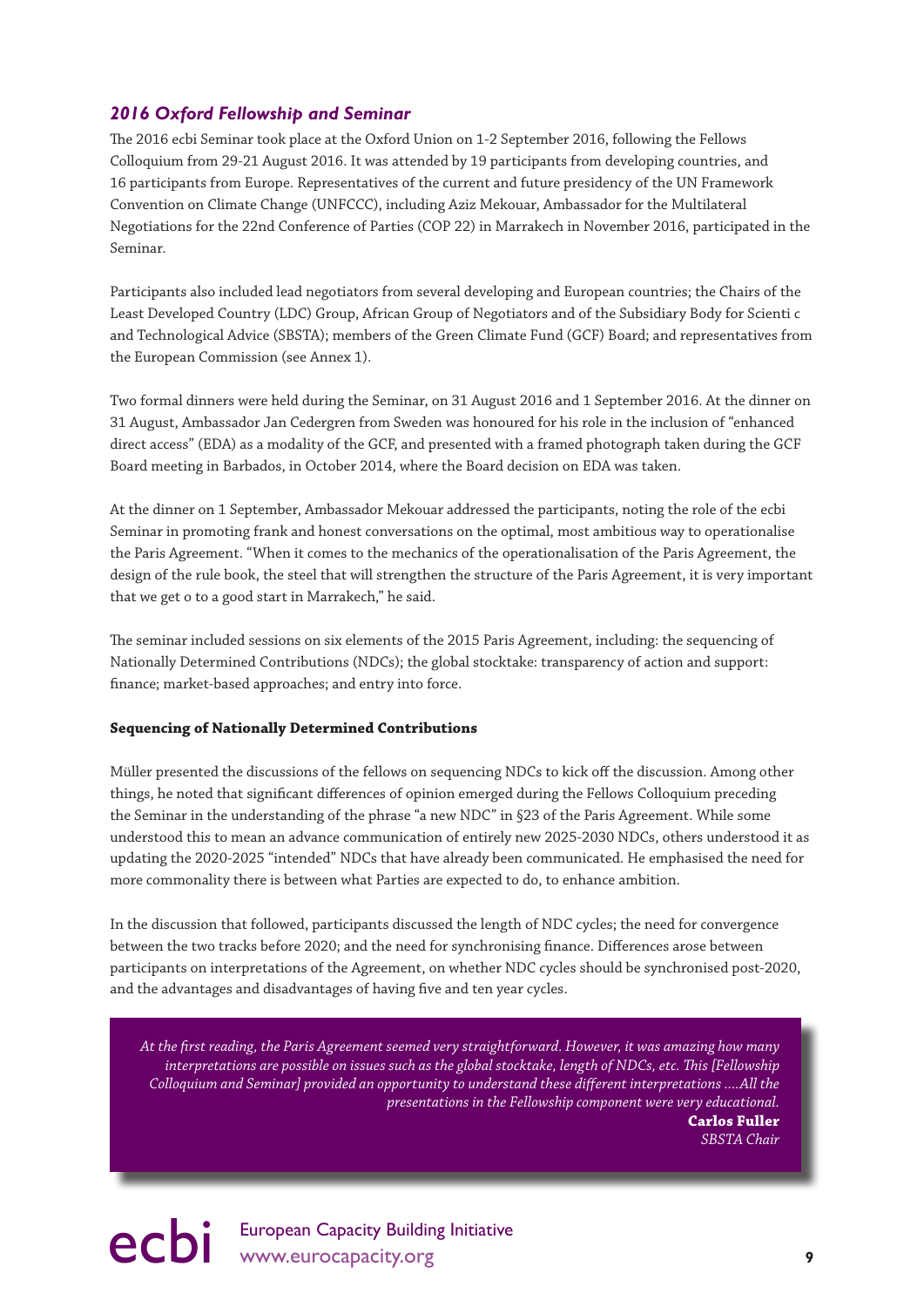### *2016 Oxford Fellowship and Seminar*

The 2016 ecbi Seminar took place at the Oxford Union on 1-2 September 2016, following the Fellows Colloquium from 29-21 August 2016. It was attended by 19 participants from developing countries, and 16 participants from Europe. Representatives of the current and future presidency of the UN Framework Convention on Climate Change (UNFCCC), including Aziz Mekouar, Ambassador for the Multilateral Negotiations for the 22nd Conference of Parties (COP 22) in Marrakech in November 2016, participated in the Seminar.

Participants also included lead negotiators from several developing and European countries; the Chairs of the Least Developed Country (LDC) Group, African Group of Negotiators and of the Subsidiary Body for Scienti c and Technological Advice (SBSTA); members of the Green Climate Fund (GCF) Board; and representatives from the European Commission (see Annex 1).

Two formal dinners were held during the Seminar, on 31 August 2016 and 1 September 2016. At the dinner on 31 August, Ambassador Jan Cedergren from Sweden was honoured for his role in the inclusion of "enhanced direct access" (EDA) as a modality of the GCF, and presented with a framed photograph taken during the GCF Board meeting in Barbados, in October 2014, where the Board decision on EDA was taken.

At the dinner on 1 September, Ambassador Mekouar addressed the participants, noting the role of the ecbi Seminar in promoting frank and honest conversations on the optimal, most ambitious way to operationalise the Paris Agreement. "When it comes to the mechanics of the operationalisation of the Paris Agreement, the design of the rule book, the steel that will strengthen the structure of the Paris Agreement, it is very important that we get o to a good start in Marrakech," he said.

The seminar included sessions on six elements of the 2015 Paris Agreement, including: the sequencing of Nationally Determined Contributions (NDCs); the global stocktake: transparency of action and support: finance; market-based approaches; and entry into force.

**Sequencing of Nationally Determined Contributions**

Müller presented the discussions of the fellows on sequencing NDCs to kick off the discussion. Among other things, he noted that significant differences of opinion emerged during the Fellows Colloquium preceding the Seminar in the understanding of the phrase "a new NDC" in §23 of the Paris Agreement. While some understood this to mean an advance communication of entirely new 2025-2030 NDCs, others understood it as updating the 2020-2025 "intended" NDCs that have already been communicated. He emphasised the need for more commonality there is between what Parties are expected to do, to enhance ambition.

In the discussion that followed, participants discussed the length of NDC cycles; the need for convergence between the two tracks before 2020; and the need for synchronising finance. Differences arose between participants on interpretations of the Agreement, on whether NDC cycles should be synchronised post-2020, and the advantages and disadvantages of having five and ten year cycles.

> *At the first reading, the Paris Agreement seemed very straightforward. However, it was amazing how many interpretations are possible on issues such as the global stocktake, length of NDCs, etc. This [Fellowship Colloquium and Seminar] provided an opportunity to understand these different interpretations ....All the presentations in the Fellowship component were very educational.*
>
> **Carlos Fuller**
> *SBSTA Chair*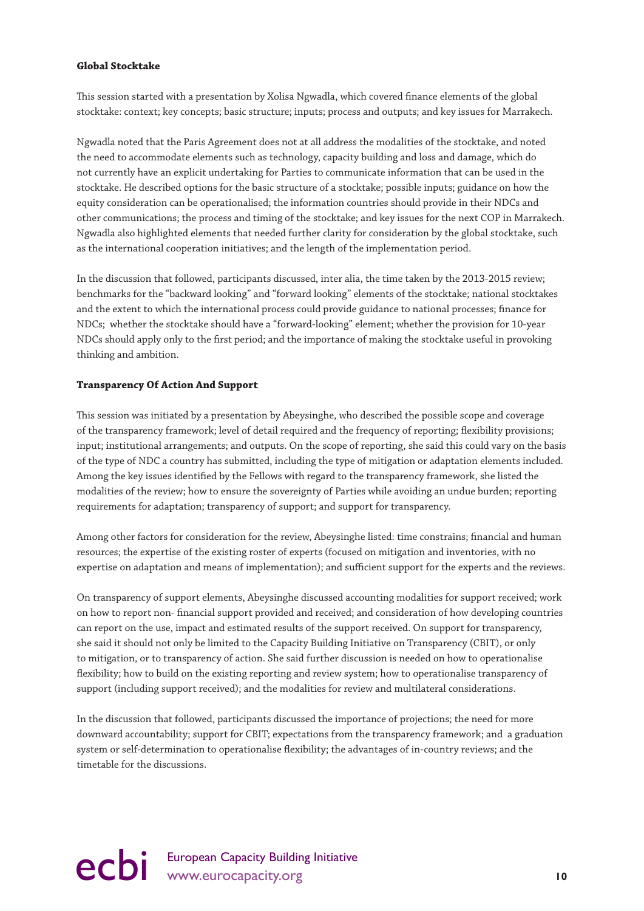**Global Stocktake**

This session started with a presentation by Xolisa Ngwadla, which covered finance elements of the global stocktake: context; key concepts; basic structure; inputs; process and outputs; and key issues for Marrakech.

Ngwadla noted that the Paris Agreement does not at all address the modalities of the stocktake, and noted the need to accommodate elements such as technology, capacity building and loss and damage, which do not currently have an explicit undertaking for Parties to communicate information that can be used in the stocktake. He described options for the basic structure of a stocktake; possible inputs; guidance on how the equity consideration can be operationalised; the information countries should provide in their NDCs and other communications; the process and timing of the stocktake; and key issues for the next COP in Marrakech. Ngwadla also highlighted elements that needed further clarity for consideration by the global stocktake, such as the international cooperation initiatives; and the length of the implementation period.

In the discussion that followed, participants discussed, inter alia, the time taken by the 2013-2015 review; benchmarks for the "backward looking" and "forward looking" elements of the stocktake; national stocktakes and the extent to which the international process could provide guidance to national processes; finance for NDCs; whether the stocktake should have a "forward-looking" element; whether the provision for 10-year NDCs should apply only to the first period; and the importance of making the stocktake useful in provoking thinking and ambition.

**Transparency Of Action And Support**

This session was initiated by a presentation by Abeysinghe, who described the possible scope and coverage of the transparency framework; level of detail required and the frequency of reporting; flexibility provisions; input; institutional arrangements; and outputs. On the scope of reporting, she said this could vary on the basis of the type of NDC a country has submitted, including the type of mitigation or adaptation elements included. Among the key issues identified by the Fellows with regard to the transparency framework, she listed the modalities of the review; how to ensure the sovereignty of Parties while avoiding an undue burden; reporting requirements for adaptation; transparency of support; and support for transparency.

Among other factors for consideration for the review, Abeysinghe listed: time constrains; financial and human resources; the expertise of the existing roster of experts (focused on mitigation and inventories, with no expertise on adaptation and means of implementation); and sufficient support for the experts and the reviews.

On transparency of support elements, Abeysinghe discussed accounting modalities for support received; work on how to report non- financial support provided and received; and consideration of how developing countries can report on the use, impact and estimated results of the support received. On support for transparency, she said it should not only be limited to the Capacity Building Initiative on Transparency (CBIT), or only to mitigation, or to transparency of action. She said further discussion is needed on how to operationalise flexibility; how to build on the existing reporting and review system; how to operationalise transparency of support (including support received); and the modalities for review and multilateral considerations.

In the discussion that followed, participants discussed the importance of projections; the need for more downward accountability; support for CBIT; expectations from the transparency framework; and a graduation system or self-determination to operationalise flexibility; the advantages of in-country reviews; and the timetable for the discussions.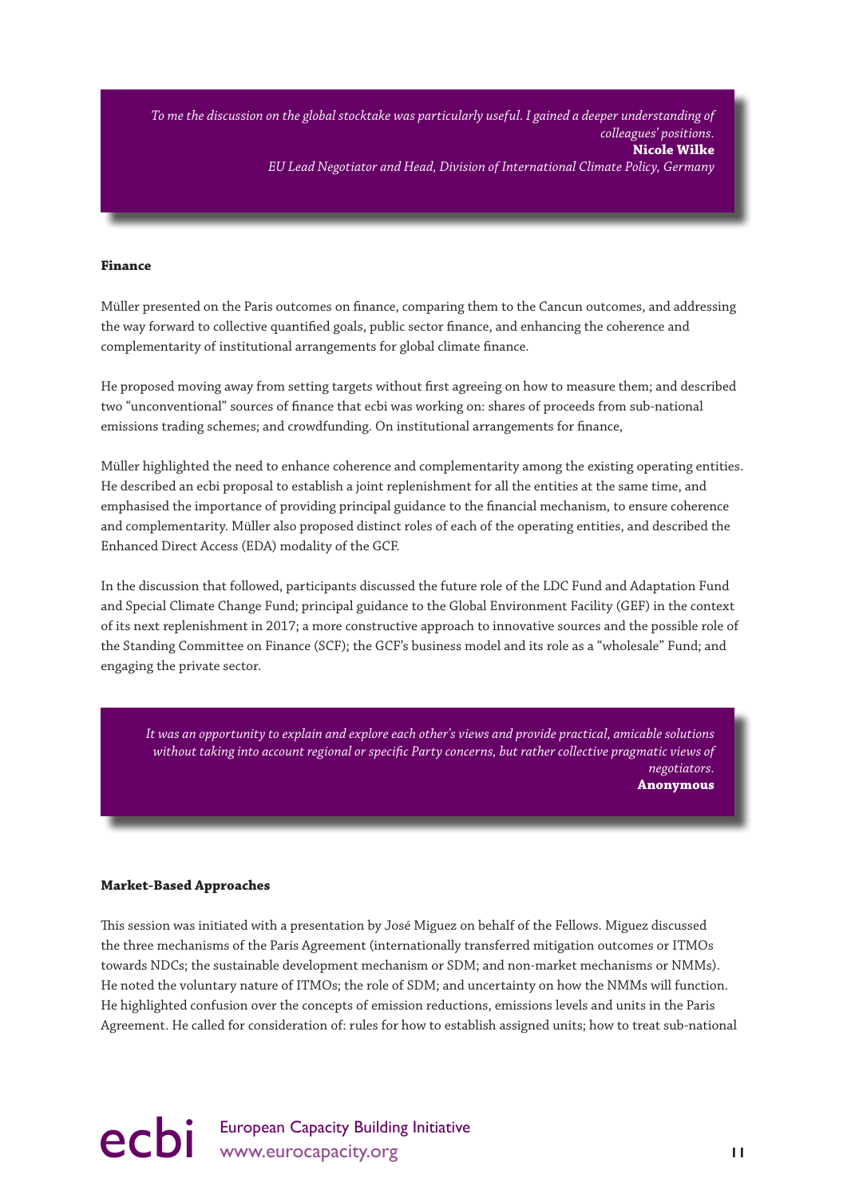> *To me the discussion on the global stocktake was particularly useful. I gained a deeper understanding of colleagues' positions.*
> **Nicole Wilke**
> *EU Lead Negotiator and Head, Division of International Climate Policy, Germany*

**Finance**

Müller presented on the Paris outcomes on finance, comparing them to the Cancun outcomes, and addressing the way forward to collective quantified goals, public sector finance, and enhancing the coherence and complementarity of institutional arrangements for global climate finance.

He proposed moving away from setting targets without first agreeing on how to measure them; and described two "unconventional" sources of finance that ecbi was working on: shares of proceeds from sub-national emissions trading schemes; and crowdfunding. On institutional arrangements for finance,

Müller highlighted the need to enhance coherence and complementarity among the existing operating entities. He described an ecbi proposal to establish a joint replenishment for all the entities at the same time, and emphasised the importance of providing principal guidance to the financial mechanism, to ensure coherence and complementarity. Müller also proposed distinct roles of each of the operating entities, and described the Enhanced Direct Access (EDA) modality of the GCF.

In the discussion that followed, participants discussed the future role of the LDC Fund and Adaptation Fund and Special Climate Change Fund; principal guidance to the Global Environment Facility (GEF) in the context of its next replenishment in 2017; a more constructive approach to innovative sources and the possible role of the Standing Committee on Finance (SCF); the GCF's business model and its role as a "wholesale" Fund; and engaging the private sector.

> *It was an opportunity to explain and explore each other's views and provide practical, amicable solutions without taking into account regional or specific Party concerns, but rather collective pragmatic views of negotiators.*
> **Anonymous**

**Market-Based Approaches**

This session was initiated with a presentation by José Miguez on behalf of the Fellows. Miguez discussed the three mechanisms of the Paris Agreement (internationally transferred mitigation outcomes or ITMOs towards NDCs; the sustainable development mechanism or SDM; and non-market mechanisms or NMMs). He noted the voluntary nature of ITMOs; the role of SDM; and uncertainty on how the NMMs will function. He highlighted confusion over the concepts of emission reductions, emissions levels and units in the Paris Agreement. He called for consideration of: rules for how to establish assigned units; how to treat sub-national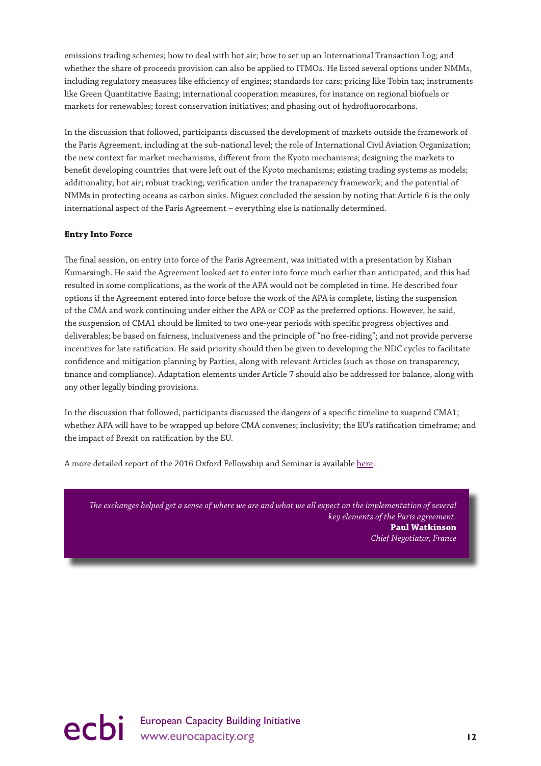emissions trading schemes; how to deal with hot air; how to set up an International Transaction Log; and whether the share of proceeds provision can also be applied to ITMOs. He listed several options under NMMs, including regulatory measures like efficiency of engines; standards for cars; pricing like Tobin tax; instruments like Green Quantitative Easing; international cooperation measures, for instance on regional biofuels or markets for renewables; forest conservation initiatives; and phasing out of hydrofluorocarbons.

In the discussion that followed, participants discussed the development of markets outside the framework of the Paris Agreement, including at the sub-national level; the role of International Civil Aviation Organization; the new context for market mechanisms, different from the Kyoto mechanisms; designing the markets to benefit developing countries that were left out of the Kyoto mechanisms; existing trading systems as models; additionality; hot air; robust tracking; verification under the transparency framework; and the potential of NMMs in protecting oceans as carbon sinks. Miguez concluded the session by noting that Article 6 is the only international aspect of the Paris Agreement – everything else is nationally determined.

**Entry Into Force**

The final session, on entry into force of the Paris Agreement, was initiated with a presentation by Kishan Kumarsingh. He said the Agreement looked set to enter into force much earlier than anticipated, and this had resulted in some complications, as the work of the APA would not be completed in time. He described four options if the Agreement entered into force before the work of the APA is complete, listing the suspension of the CMA and work continuing under either the APA or COP as the preferred options. However, he said, the suspension of CMA1 should be limited to two one-year periods with specific progress objectives and deliverables; be based on fairness, inclusiveness and the principle of "no free-riding"; and not provide perverse incentives for late ratification. He said priority should then be given to developing the NDC cycles to facilitate confidence and mitigation planning by Parties, along with relevant Articles (such as those on transparency, finance and compliance). Adaptation elements under Article 7 should also be addressed for balance, along with any other legally binding provisions.

In the discussion that followed, participants discussed the dangers of a specific timeline to suspend CMA1; whether APA will have to be wrapped up before CMA convenes; inclusivity; the EU's ratification timeframe; and the impact of Brexit on ratification by the EU.

A more detailed report of the 2016 Oxford Fellowship and Seminar is available here.

> *The exchanges helped get a sense of where we are and what we all expect on the implementation of several key elements of the Paris agreement.*
> **Paul Watkinson**
> *Chief Negotiator, France*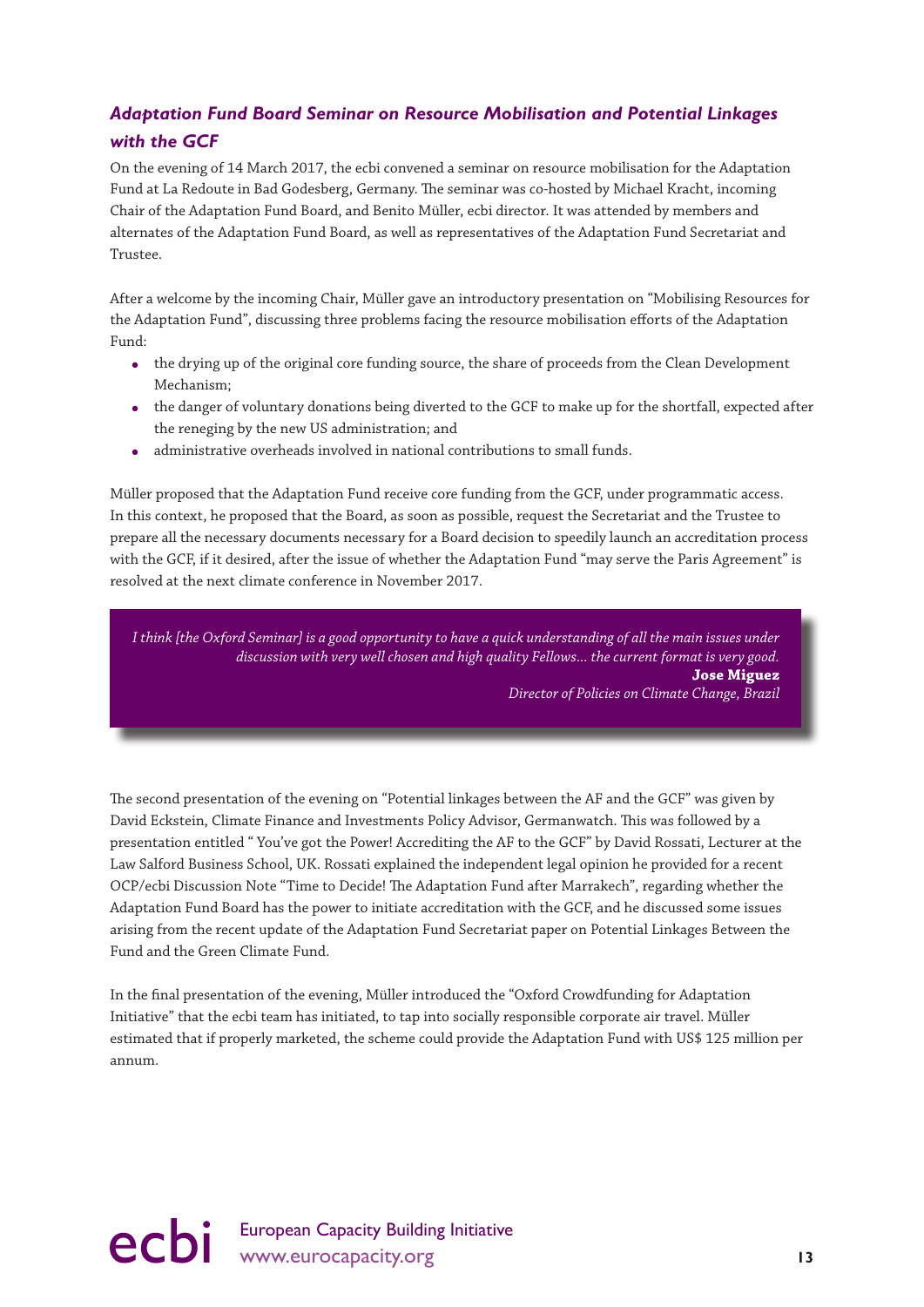## *Adaptation Fund Board Seminar on Resource Mobilisation and Potential Linkages with the GCF*

On the evening of 14 March 2017, the ecbi convened a seminar on resource mobilisation for the Adaptation Fund at La Redoute in Bad Godesberg, Germany. The seminar was co-hosted by Michael Kracht, incoming Chair of the Adaptation Fund Board, and Benito Müller, ecbi director. It was attended by members and alternates of the Adaptation Fund Board, as well as representatives of the Adaptation Fund Secretariat and Trustee.

After a welcome by the incoming Chair, Müller gave an introductory presentation on "Mobilising Resources for the Adaptation Fund", discussing three problems facing the resource mobilisation efforts of the Adaptation Fund:

- the drying up of the original core funding source, the share of proceeds from the Clean Development Mechanism;
- the danger of voluntary donations being diverted to the GCF to make up for the shortfall, expected after the reneging by the new US administration; and
- administrative overheads involved in national contributions to small funds.

Müller proposed that the Adaptation Fund receive core funding from the GCF, under programmatic access. In this context, he proposed that the Board, as soon as possible, request the Secretariat and the Trustee to prepare all the necessary documents necessary for a Board decision to speedily launch an accreditation process with the GCF, if it desired, after the issue of whether the Adaptation Fund "may serve the Paris Agreement" is resolved at the next climate conference in November 2017.

> *I think [the Oxford Seminar] is a good opportunity to have a quick understanding of all the main issues under discussion with very well chosen and high quality Fellows... the current format is very good.*
>
> **Jose Miguez**
>
> *Director of Policies on Climate Change, Brazil*

The second presentation of the evening on "Potential linkages between the AF and the GCF" was given by David Eckstein, Climate Finance and Investments Policy Advisor, Germanwatch. This was followed by a presentation entitled " You've got the Power! Accrediting the AF to the GCF" by David Rossati, Lecturer at the Law Salford Business School, UK. Rossati explained the independent legal opinion he provided for a recent OCP/ecbi Discussion Note "Time to Decide! The Adaptation Fund after Marrakech", regarding whether the Adaptation Fund Board has the power to initiate accreditation with the GCF, and he discussed some issues arising from the recent update of the Adaptation Fund Secretariat paper on Potential Linkages Between the Fund and the Green Climate Fund.

In the final presentation of the evening, Müller introduced the "Oxford Crowdfunding for Adaptation Initiative" that the ecbi team has initiated, to tap into socially responsible corporate air travel. Müller estimated that if properly marketed, the scheme could provide the Adaptation Fund with US$ 125 million per annum.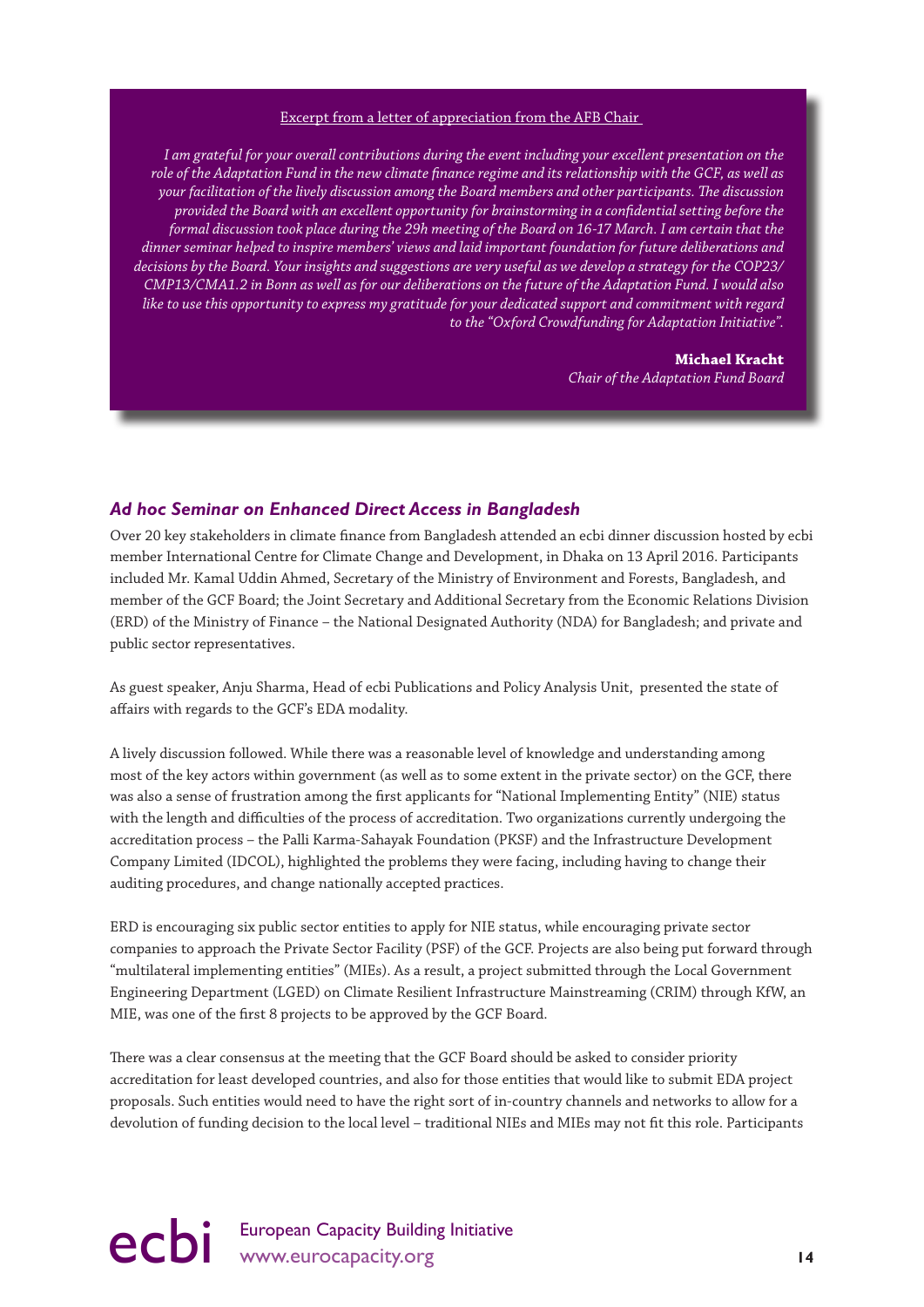Excerpt from a letter of appreciation from the AFB Chair

*I am grateful for your overall contributions during the event including your excellent presentation on the role of the Adaptation Fund in the new climate finance regime and its relationship with the GCF, as well as your facilitation of the lively discussion among the Board members and other participants. The discussion provided the Board with an excellent opportunity for brainstorming in a confidential setting before the formal discussion took place during the 29h meeting of the Board on 16-17 March. I am certain that the dinner seminar helped to inspire members' views and laid important foundation for future deliberations and decisions by the Board. Your insights and suggestions are very useful as we develop a strategy for the COP23/ CMP13/CMA1.2 in Bonn as well as for our deliberations on the future of the Adaptation Fund. I would also like to use this opportunity to express my gratitude for your dedicated support and commitment with regard to the "Oxford Crowdfunding for Adaptation Initiative".*

**Michael Kracht**
*Chair of the Adaptation Fund Board*

### *Ad hoc Seminar on Enhanced Direct Access in Bangladesh*

Over 20 key stakeholders in climate finance from Bangladesh attended an ecbi dinner discussion hosted by ecbi member International Centre for Climate Change and Development, in Dhaka on 13 April 2016. Participants included Mr. Kamal Uddin Ahmed, Secretary of the Ministry of Environment and Forests, Bangladesh, and member of the GCF Board; the Joint Secretary and Additional Secretary from the Economic Relations Division (ERD) of the Ministry of Finance – the National Designated Authority (NDA) for Bangladesh; and private and public sector representatives.

As guest speaker, Anju Sharma, Head of ecbi Publications and Policy Analysis Unit, presented the state of affairs with regards to the GCF's EDA modality.

A lively discussion followed. While there was a reasonable level of knowledge and understanding among most of the key actors within government (as well as to some extent in the private sector) on the GCF, there was also a sense of frustration among the first applicants for "National Implementing Entity" (NIE) status with the length and difficulties of the process of accreditation. Two organizations currently undergoing the accreditation process – the Palli Karma-Sahayak Foundation (PKSF) and the Infrastructure Development Company Limited (IDCOL), highlighted the problems they were facing, including having to change their auditing procedures, and change nationally accepted practices.

ERD is encouraging six public sector entities to apply for NIE status, while encouraging private sector companies to approach the Private Sector Facility (PSF) of the GCF. Projects are also being put forward through "multilateral implementing entities" (MIEs). As a result, a project submitted through the Local Government Engineering Department (LGED) on Climate Resilient Infrastructure Mainstreaming (CRIM) through KfW, an MIE, was one of the first 8 projects to be approved by the GCF Board.

There was a clear consensus at the meeting that the GCF Board should be asked to consider priority accreditation for least developed countries, and also for those entities that would like to submit EDA project proposals. Such entities would need to have the right sort of in-country channels and networks to allow for a devolution of funding decision to the local level – traditional NIEs and MIEs may not fit this role. Participants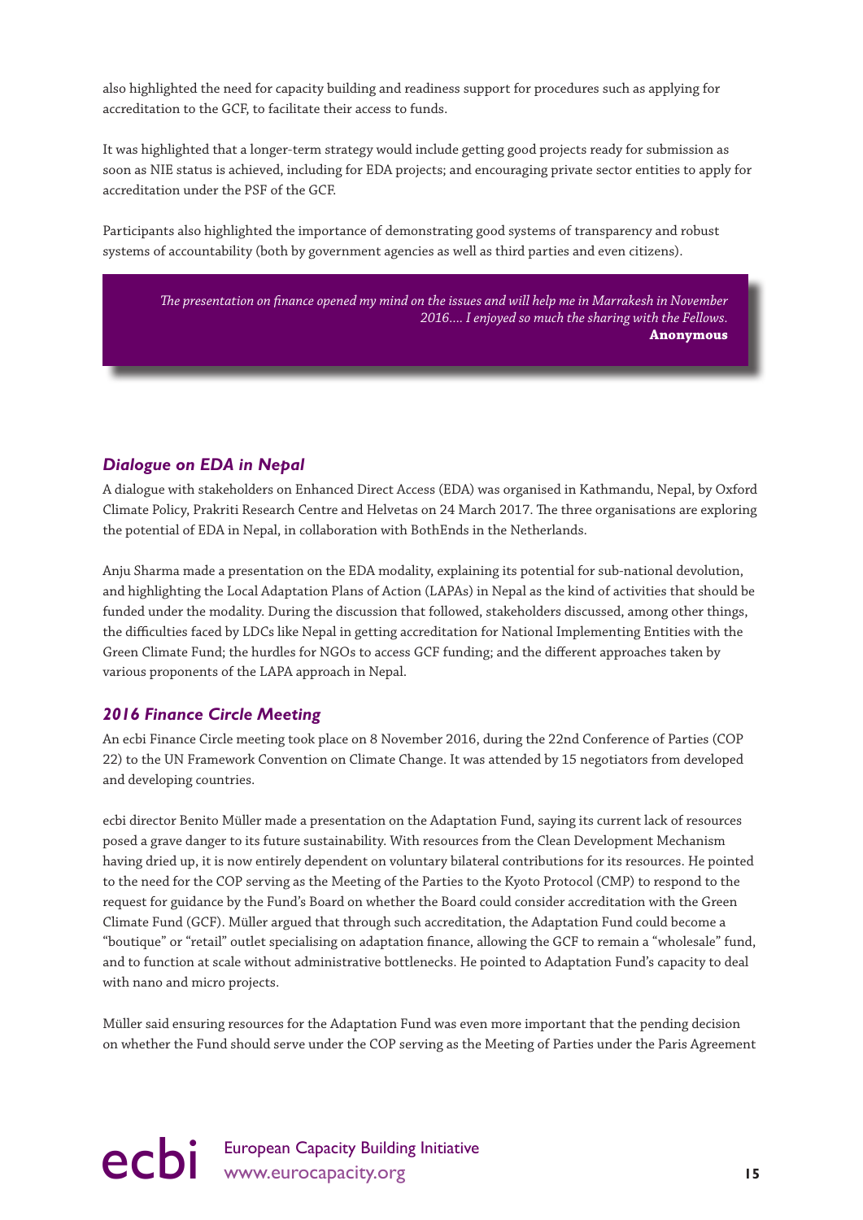also highlighted the need for capacity building and readiness support for procedures such as applying for accreditation to the GCF, to facilitate their access to funds.

It was highlighted that a longer-term strategy would include getting good projects ready for submission as soon as NIE status is achieved, including for EDA projects; and encouraging private sector entities to apply for accreditation under the PSF of the GCF.

Participants also highlighted the importance of demonstrating good systems of transparency and robust systems of accountability (both by government agencies as well as third parties and even citizens).

> *The presentation on finance opened my mind on the issues and will help me in Marrakesh in November 2016.... I enjoyed so much the sharing with the Fellows.*
> **Anonymous**

### *Dialogue on EDA in Nepal*

A dialogue with stakeholders on Enhanced Direct Access (EDA) was organised in Kathmandu, Nepal, by Oxford Climate Policy, Prakriti Research Centre and Helvetas on 24 March 2017. The three organisations are exploring the potential of EDA in Nepal, in collaboration with BothEnds in the Netherlands.

Anju Sharma made a presentation on the EDA modality, explaining its potential for sub-national devolution, and highlighting the Local Adaptation Plans of Action (LAPAs) in Nepal as the kind of activities that should be funded under the modality. During the discussion that followed, stakeholders discussed, among other things, the difficulties faced by LDCs like Nepal in getting accreditation for National Implementing Entities with the Green Climate Fund; the hurdles for NGOs to access GCF funding; and the different approaches taken by various proponents of the LAPA approach in Nepal.

### *2016 Finance Circle Meeting*

An ecbi Finance Circle meeting took place on 8 November 2016, during the 22nd Conference of Parties (COP 22) to the UN Framework Convention on Climate Change. It was attended by 15 negotiators from developed and developing countries.

ecbi director Benito Müller made a presentation on the Adaptation Fund, saying its current lack of resources posed a grave danger to its future sustainability. With resources from the Clean Development Mechanism having dried up, it is now entirely dependent on voluntary bilateral contributions for its resources. He pointed to the need for the COP serving as the Meeting of the Parties to the Kyoto Protocol (CMP) to respond to the request for guidance by the Fund's Board on whether the Board could consider accreditation with the Green Climate Fund (GCF). Müller argued that through such accreditation, the Adaptation Fund could become a "boutique" or "retail" outlet specialising on adaptation finance, allowing the GCF to remain a "wholesale" fund, and to function at scale without administrative bottlenecks. He pointed to Adaptation Fund's capacity to deal with nano and micro projects.

Müller said ensuring resources for the Adaptation Fund was even more important that the pending decision on whether the Fund should serve under the COP serving as the Meeting of Parties under the Paris Agreement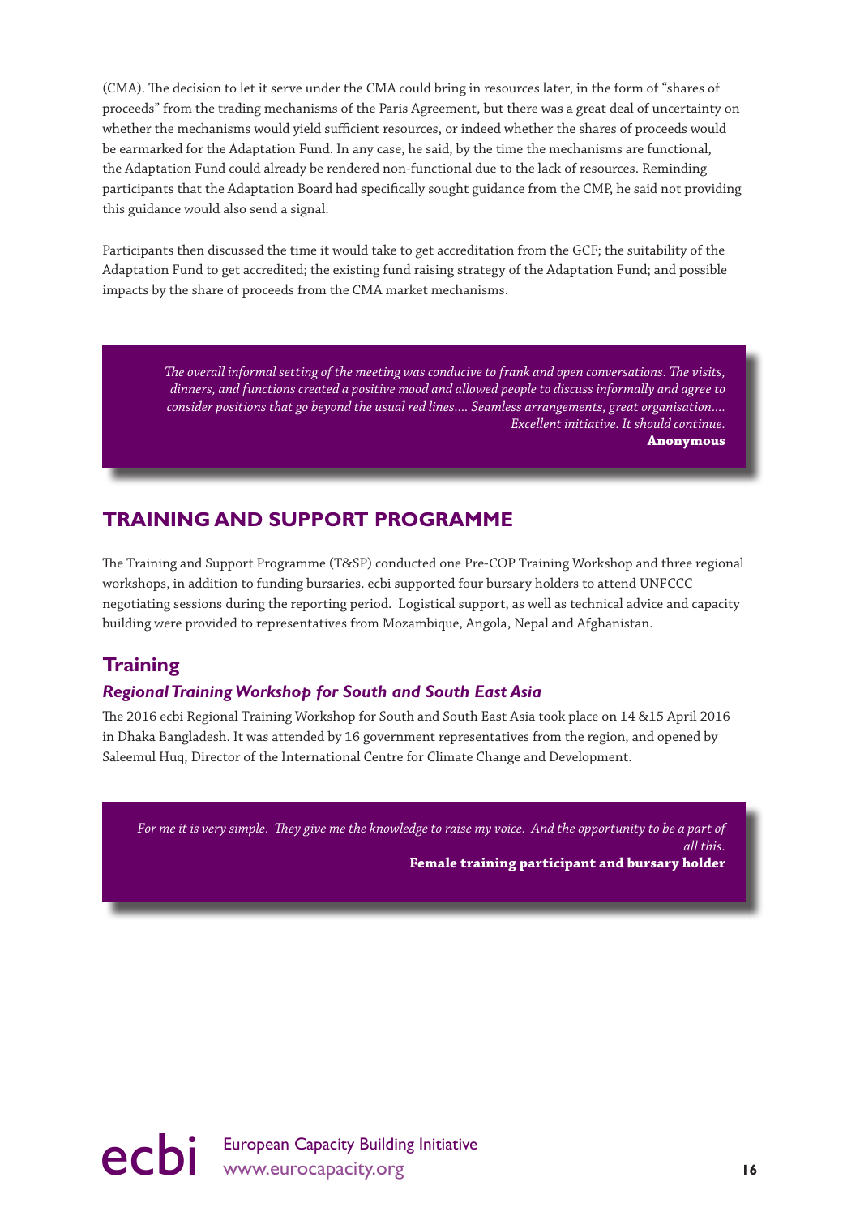(CMA). The decision to let it serve under the CMA could bring in resources later, in the form of "shares of proceeds" from the trading mechanisms of the Paris Agreement, but there was a great deal of uncertainty on whether the mechanisms would yield sufficient resources, or indeed whether the shares of proceeds would be earmarked for the Adaptation Fund. In any case, he said, by the time the mechanisms are functional, the Adaptation Fund could already be rendered non-functional due to the lack of resources. Reminding participants that the Adaptation Board had specifically sought guidance from the CMP, he said not providing this guidance would also send a signal.

Participants then discussed the time it would take to get accreditation from the GCF; the suitability of the Adaptation Fund to get accredited; the existing fund raising strategy of the Adaptation Fund; and possible impacts by the share of proceeds from the CMA market mechanisms.

> *The overall informal setting of the meeting was conducive to frank and open conversations. The visits, dinners, and functions created a positive mood and allowed people to discuss informally and agree to consider positions that go beyond the usual red lines.... Seamless arrangements, great organisation.... Excellent initiative. It should continue.*
> **Anonymous**

## TRAINING AND SUPPORT PROGRAMME

The Training and Support Programme (T&SP) conducted one Pre-COP Training Workshop and three regional workshops, in addition to funding bursaries. ecbi supported four bursary holders to attend UNFCCC negotiating sessions during the reporting period. Logistical support, as well as technical advice and capacity building were provided to representatives from Mozambique, Angola, Nepal and Afghanistan.

### Training

#### *Regional Training Workshop for South and South East Asia*

The 2016 ecbi Regional Training Workshop for South and South East Asia took place on 14 &15 April 2016 in Dhaka Bangladesh. It was attended by 16 government representatives from the region, and opened by Saleemul Huq, Director of the International Centre for Climate Change and Development.

> *For me it is very simple. They give me the knowledge to raise my voice. And the opportunity to be a part of all this.*
> **Female training participant and bursary holder**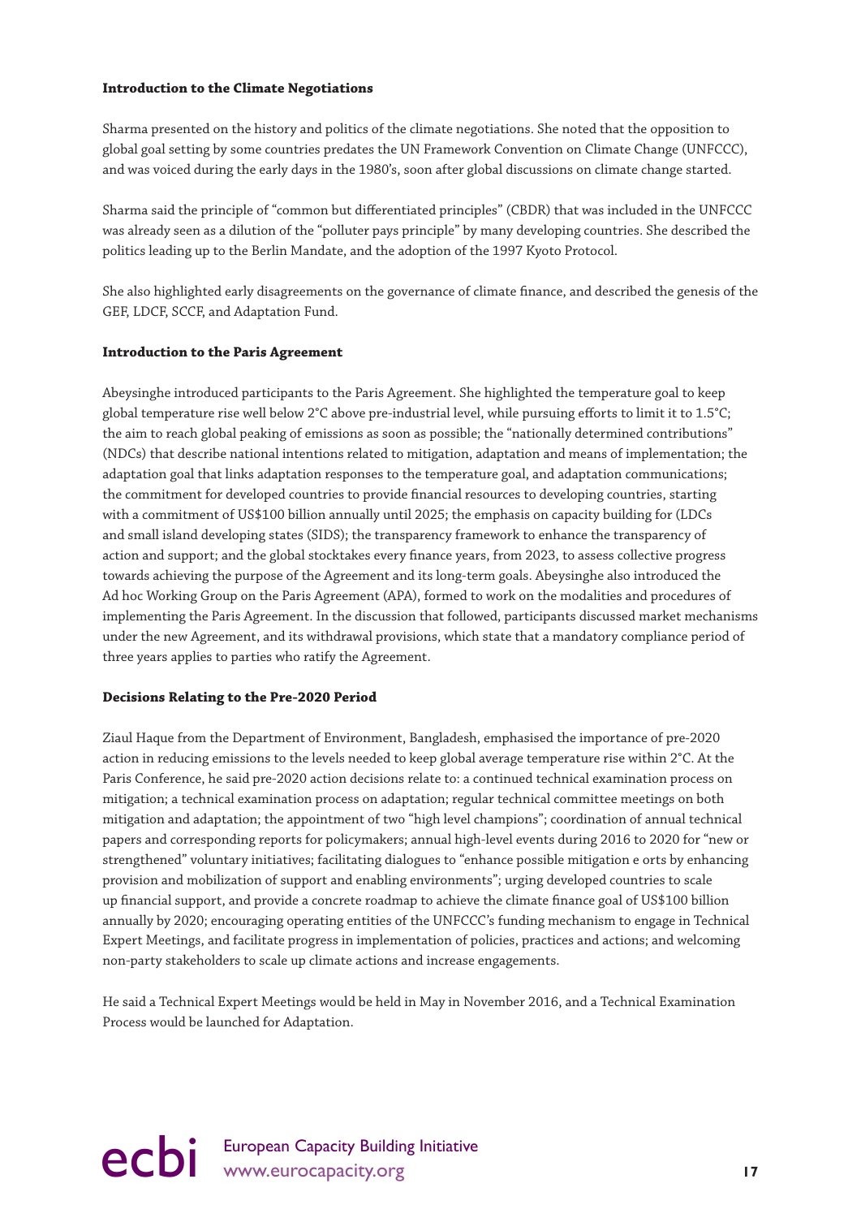**Introduction to the Climate Negotiations**

Sharma presented on the history and politics of the climate negotiations. She noted that the opposition to global goal setting by some countries predates the UN Framework Convention on Climate Change (UNFCCC), and was voiced during the early days in the 1980's, soon after global discussions on climate change started.

Sharma said the principle of "common but differentiated principles" (CBDR) that was included in the UNFCCC was already seen as a dilution of the "polluter pays principle" by many developing countries. She described the politics leading up to the Berlin Mandate, and the adoption of the 1997 Kyoto Protocol.

She also highlighted early disagreements on the governance of climate finance, and described the genesis of the GEF, LDCF, SCCF, and Adaptation Fund.

**Introduction to the Paris Agreement**

Abeysinghe introduced participants to the Paris Agreement. She highlighted the temperature goal to keep global temperature rise well below 2°C above pre-industrial level, while pursuing efforts to limit it to 1.5°C; the aim to reach global peaking of emissions as soon as possible; the "nationally determined contributions" (NDCs) that describe national intentions related to mitigation, adaptation and means of implementation; the adaptation goal that links adaptation responses to the temperature goal, and adaptation communications; the commitment for developed countries to provide financial resources to developing countries, starting with a commitment of US$100 billion annually until 2025; the emphasis on capacity building for (LDCs and small island developing states (SIDS); the transparency framework to enhance the transparency of action and support; and the global stocktakes every finance years, from 2023, to assess collective progress towards achieving the purpose of the Agreement and its long-term goals. Abeysinghe also introduced the Ad hoc Working Group on the Paris Agreement (APA), formed to work on the modalities and procedures of implementing the Paris Agreement. In the discussion that followed, participants discussed market mechanisms under the new Agreement, and its withdrawal provisions, which state that a mandatory compliance period of three years applies to parties who ratify the Agreement.

**Decisions Relating to the Pre-2020 Period**

Ziaul Haque from the Department of Environment, Bangladesh, emphasised the importance of pre-2020 action in reducing emissions to the levels needed to keep global average temperature rise within 2°C. At the Paris Conference, he said pre-2020 action decisions relate to: a continued technical examination process on mitigation; a technical examination process on adaptation; regular technical committee meetings on both mitigation and adaptation; the appointment of two "high level champions"; coordination of annual technical papers and corresponding reports for policymakers; annual high-level events during 2016 to 2020 for "new or strengthened" voluntary initiatives; facilitating dialogues to "enhance possible mitigation e orts by enhancing provision and mobilization of support and enabling environments"; urging developed countries to scale up financial support, and provide a concrete roadmap to achieve the climate finance goal of US$100 billion annually by 2020; encouraging operating entities of the UNFCCC's funding mechanism to engage in Technical Expert Meetings, and facilitate progress in implementation of policies, practices and actions; and welcoming non-party stakeholders to scale up climate actions and increase engagements.

He said a Technical Expert Meetings would be held in May in November 2016, and a Technical Examination Process would be launched for Adaptation.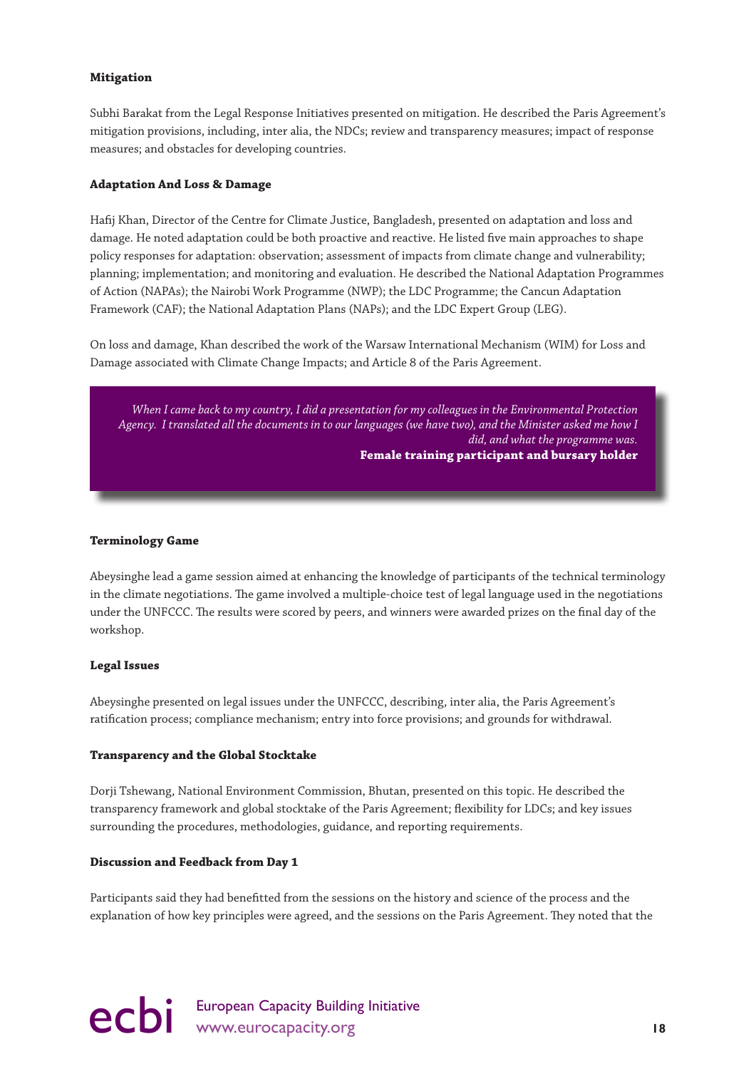**Mitigation**

Subhi Barakat from the Legal Response Initiatives presented on mitigation. He described the Paris Agreement's mitigation provisions, including, inter alia, the NDCs; review and transparency measures; impact of response measures; and obstacles for developing countries.

**Adaptation And Loss & Damage**

Hafij Khan, Director of the Centre for Climate Justice, Bangladesh, presented on adaptation and loss and damage. He noted adaptation could be both proactive and reactive. He listed five main approaches to shape policy responses for adaptation: observation; assessment of impacts from climate change and vulnerability; planning; implementation; and monitoring and evaluation. He described the National Adaptation Programmes of Action (NAPAs); the Nairobi Work Programme (NWP); the LDC Programme; the Cancun Adaptation Framework (CAF); the National Adaptation Plans (NAPs); and the LDC Expert Group (LEG).

On loss and damage, Khan described the work of the Warsaw International Mechanism (WIM) for Loss and Damage associated with Climate Change Impacts; and Article 8 of the Paris Agreement.

> *When I came back to my country, I did a presentation for my colleagues in the Environmental Protection Agency. I translated all the documents in to our languages (we have two), and the Minister asked me how I did, and what the programme was.*
> **Female training participant and bursary holder**

**Terminology Game**

Abeysinghe lead a game session aimed at enhancing the knowledge of participants of the technical terminology in the climate negotiations. The game involved a multiple-choice test of legal language used in the negotiations under the UNFCCC. The results were scored by peers, and winners were awarded prizes on the final day of the workshop.

**Legal Issues**

Abeysinghe presented on legal issues under the UNFCCC, describing, inter alia, the Paris Agreement's ratification process; compliance mechanism; entry into force provisions; and grounds for withdrawal.

**Transparency and the Global Stocktake**

Dorji Tshewang, National Environment Commission, Bhutan, presented on this topic. He described the transparency framework and global stocktake of the Paris Agreement; flexibility for LDCs; and key issues surrounding the procedures, methodologies, guidance, and reporting requirements.

**Discussion and Feedback from Day 1**

Participants said they had benefitted from the sessions on the history and science of the process and the explanation of how key principles were agreed, and the sessions on the Paris Agreement. They noted that the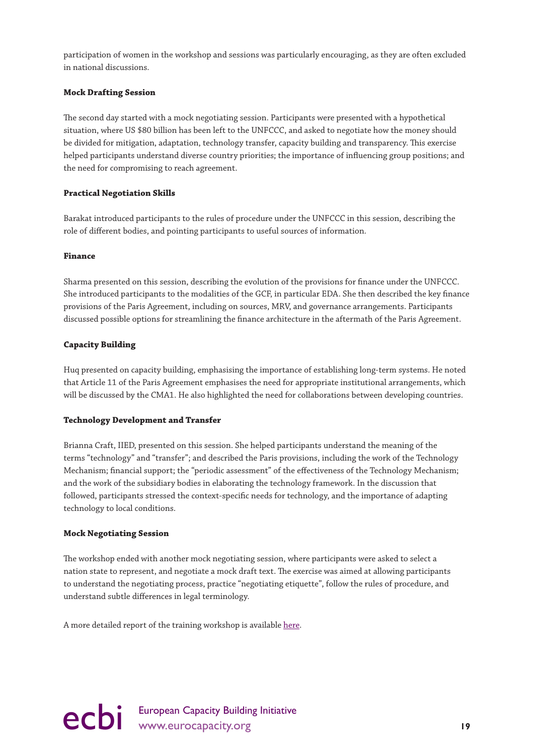participation of women in the workshop and sessions was particularly encouraging, as they are often excluded in national discussions.

**Mock Drafting Session**

The second day started with a mock negotiating session. Participants were presented with a hypothetical situation, where US $80 billion has been left to the UNFCCC, and asked to negotiate how the money should be divided for mitigation, adaptation, technology transfer, capacity building and transparency. This exercise helped participants understand diverse country priorities; the importance of influencing group positions; and the need for compromising to reach agreement.

**Practical Negotiation Skills**

Barakat introduced participants to the rules of procedure under the UNFCCC in this session, describing the role of different bodies, and pointing participants to useful sources of information.

**Finance**

Sharma presented on this session, describing the evolution of the provisions for finance under the UNFCCC. She introduced participants to the modalities of the GCF, in particular EDA. She then described the key finance provisions of the Paris Agreement, including on sources, MRV, and governance arrangements. Participants discussed possible options for streamlining the finance architecture in the aftermath of the Paris Agreement.

**Capacity Building**

Huq presented on capacity building, emphasising the importance of establishing long-term systems. He noted that Article 11 of the Paris Agreement emphasises the need for appropriate institutional arrangements, which will be discussed by the CMA1. He also highlighted the need for collaborations between developing countries.

**Technology Development and Transfer**

Brianna Craft, IIED, presented on this session. She helped participants understand the meaning of the terms "technology" and "transfer"; and described the Paris provisions, including the work of the Technology Mechanism; financial support; the "periodic assessment" of the effectiveness of the Technology Mechanism; and the work of the subsidiary bodies in elaborating the technology framework. In the discussion that followed, participants stressed the context-specific needs for technology, and the importance of adapting technology to local conditions.

**Mock Negotiating Session**

The workshop ended with another mock negotiating session, where participants were asked to select a nation state to represent, and negotiate a mock draft text. The exercise was aimed at allowing participants to understand the negotiating process, practice "negotiating etiquette", follow the rules of procedure, and understand subtle differences in legal terminology.

A more detailed report of the training workshop is available here.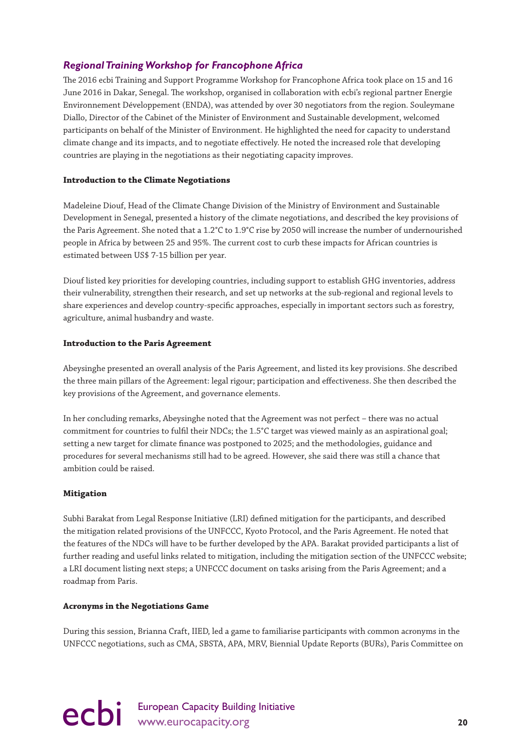### *Regional Training Workshop for Francophone Africa*

The 2016 ecbi Training and Support Programme Workshop for Francophone Africa took place on 15 and 16 June 2016 in Dakar, Senegal. The workshop, organised in collaboration with ecbi's regional partner Energie Environnement Développement (ENDA), was attended by over 30 negotiators from the region. Souleymane Diallo, Director of the Cabinet of the Minister of Environment and Sustainable development, welcomed participants on behalf of the Minister of Environment. He highlighted the need for capacity to understand climate change and its impacts, and to negotiate effectively. He noted the increased role that developing countries are playing in the negotiations as their negotiating capacity improves.

**Introduction to the Climate Negotiations**

Madeleine Diouf, Head of the Climate Change Division of the Ministry of Environment and Sustainable Development in Senegal, presented a history of the climate negotiations, and described the key provisions of the Paris Agreement. She noted that a 1.2°C to 1.9°C rise by 2050 will increase the number of undernourished people in Africa by between 25 and 95%. The current cost to curb these impacts for African countries is estimated between US$ 7-15 billion per year.

Diouf listed key priorities for developing countries, including support to establish GHG inventories, address their vulnerability, strengthen their research, and set up networks at the sub-regional and regional levels to share experiences and develop country-specific approaches, especially in important sectors such as forestry, agriculture, animal husbandry and waste.

**Introduction to the Paris Agreement**

Abeysinghe presented an overall analysis of the Paris Agreement, and listed its key provisions. She described the three main pillars of the Agreement: legal rigour; participation and effectiveness. She then described the key provisions of the Agreement, and governance elements.

In her concluding remarks, Abeysinghe noted that the Agreement was not perfect – there was no actual commitment for countries to fulfil their NDCs; the 1.5°C target was viewed mainly as an aspirational goal; setting a new target for climate finance was postponed to 2025; and the methodologies, guidance and procedures for several mechanisms still had to be agreed. However, she said there was still a chance that ambition could be raised.

**Mitigation**

Subhi Barakat from Legal Response Initiative (LRI) defined mitigation for the participants, and described the mitigation related provisions of the UNFCCC, Kyoto Protocol, and the Paris Agreement. He noted that the features of the NDCs will have to be further developed by the APA. Barakat provided participants a list of further reading and useful links related to mitigation, including the mitigation section of the UNFCCC website; a LRI document listing next steps; a UNFCCC document on tasks arising from the Paris Agreement; and a roadmap from Paris.

**Acronyms in the Negotiations Game**

During this session, Brianna Craft, IIED, led a game to familiarise participants with common acronyms in the UNFCCC negotiations, such as CMA, SBSTA, APA, MRV, Biennial Update Reports (BURs), Paris Committee on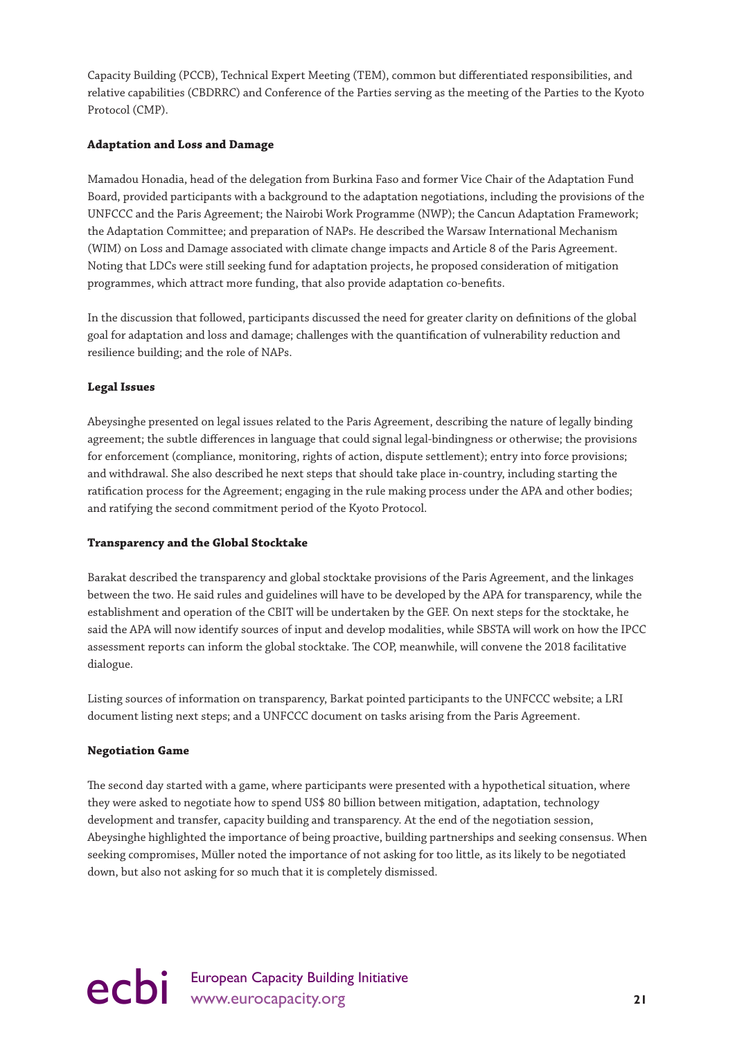Capacity Building (PCCB), Technical Expert Meeting (TEM), common but differentiated responsibilities, and relative capabilities (CBDRRC) and Conference of the Parties serving as the meeting of the Parties to the Kyoto Protocol (CMP).

**Adaptation and Loss and Damage**

Mamadou Honadia, head of the delegation from Burkina Faso and former Vice Chair of the Adaptation Fund Board, provided participants with a background to the adaptation negotiations, including the provisions of the UNFCCC and the Paris Agreement; the Nairobi Work Programme (NWP); the Cancun Adaptation Framework; the Adaptation Committee; and preparation of NAPs. He described the Warsaw International Mechanism (WIM) on Loss and Damage associated with climate change impacts and Article 8 of the Paris Agreement. Noting that LDCs were still seeking fund for adaptation projects, he proposed consideration of mitigation programmes, which attract more funding, that also provide adaptation co-benefits.

In the discussion that followed, participants discussed the need for greater clarity on definitions of the global goal for adaptation and loss and damage; challenges with the quantification of vulnerability reduction and resilience building; and the role of NAPs.

**Legal Issues**

Abeysinghe presented on legal issues related to the Paris Agreement, describing the nature of legally binding agreement; the subtle differences in language that could signal legal-bindingness or otherwise; the provisions for enforcement (compliance, monitoring, rights of action, dispute settlement); entry into force provisions; and withdrawal. She also described he next steps that should take place in-country, including starting the ratification process for the Agreement; engaging in the rule making process under the APA and other bodies; and ratifying the second commitment period of the Kyoto Protocol.

**Transparency and the Global Stocktake**

Barakat described the transparency and global stocktake provisions of the Paris Agreement, and the linkages between the two. He said rules and guidelines will have to be developed by the APA for transparency, while the establishment and operation of the CBIT will be undertaken by the GEF. On next steps for the stocktake, he said the APA will now identify sources of input and develop modalities, while SBSTA will work on how the IPCC assessment reports can inform the global stocktake. The COP, meanwhile, will convene the 2018 facilitative dialogue.

Listing sources of information on transparency, Barkat pointed participants to the UNFCCC website; a LRI document listing next steps; and a UNFCCC document on tasks arising from the Paris Agreement.

**Negotiation Game**

The second day started with a game, where participants were presented with a hypothetical situation, where they were asked to negotiate how to spend US$ 80 billion between mitigation, adaptation, technology development and transfer, capacity building and transparency. At the end of the negotiation session, Abeysinghe highlighted the importance of being proactive, building partnerships and seeking consensus. When seeking compromises, Müller noted the importance of not asking for too little, as its likely to be negotiated down, but also not asking for so much that it is completely dismissed.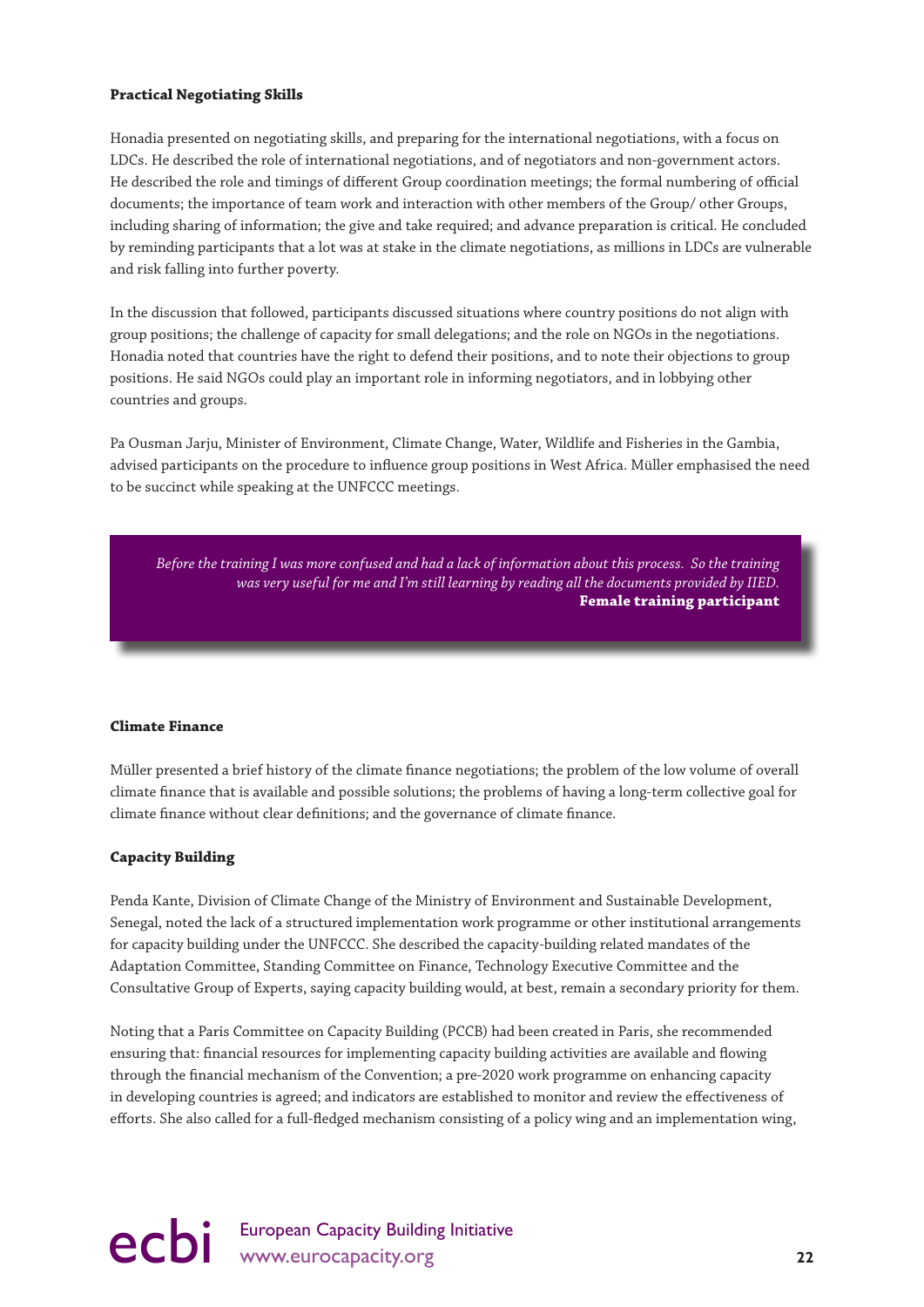**Practical Negotiating Skills**

Honadia presented on negotiating skills, and preparing for the international negotiations, with a focus on LDCs. He described the role of international negotiations, and of negotiators and non-government actors. He described the role and timings of different Group coordination meetings; the formal numbering of official documents; the importance of team work and interaction with other members of the Group/ other Groups, including sharing of information; the give and take required; and advance preparation is critical. He concluded by reminding participants that a lot was at stake in the climate negotiations, as millions in LDCs are vulnerable and risk falling into further poverty.

In the discussion that followed, participants discussed situations where country positions do not align with group positions; the challenge of capacity for small delegations; and the role on NGOs in the negotiations. Honadia noted that countries have the right to defend their positions, and to note their objections to group positions. He said NGOs could play an important role in informing negotiators, and in lobbying other countries and groups.

Pa Ousman Jarju, Minister of Environment, Climate Change, Water, Wildlife and Fisheries in the Gambia, advised participants on the procedure to influence group positions in West Africa. Müller emphasised the need to be succinct while speaking at the UNFCCC meetings.

> *Before the training I was more confused and had a lack of information about this process. So the training was very useful for me and I'm still learning by reading all the documents provided by IIED.*
> **Female training participant**

**Climate Finance**

Müller presented a brief history of the climate finance negotiations; the problem of the low volume of overall climate finance that is available and possible solutions; the problems of having a long-term collective goal for climate finance without clear definitions; and the governance of climate finance.

**Capacity Building**

Penda Kante, Division of Climate Change of the Ministry of Environment and Sustainable Development, Senegal, noted the lack of a structured implementation work programme or other institutional arrangements for capacity building under the UNFCCC. She described the capacity-building related mandates of the Adaptation Committee, Standing Committee on Finance, Technology Executive Committee and the Consultative Group of Experts, saying capacity building would, at best, remain a secondary priority for them.

Noting that a Paris Committee on Capacity Building (PCCB) had been created in Paris, she recommended ensuring that: financial resources for implementing capacity building activities are available and flowing through the financial mechanism of the Convention; a pre-2020 work programme on enhancing capacity in developing countries is agreed; and indicators are established to monitor and review the effectiveness of efforts. She also called for a full-fledged mechanism consisting of a policy wing and an implementation wing,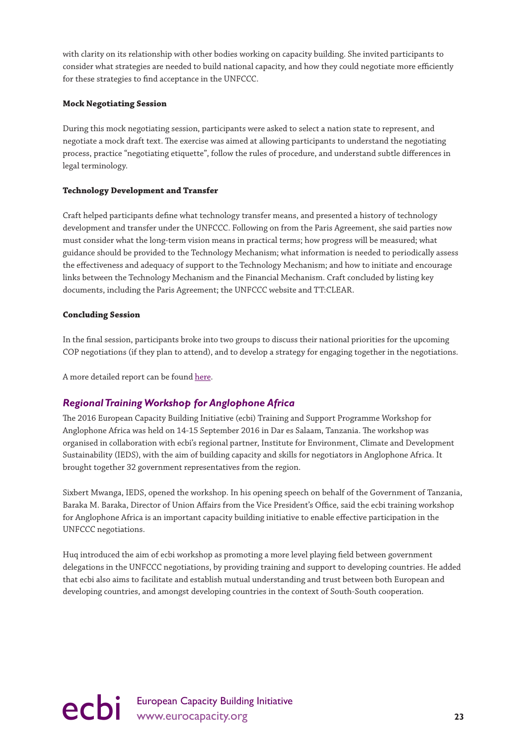with clarity on its relationship with other bodies working on capacity building. She invited participants to consider what strategies are needed to build national capacity, and how they could negotiate more efficiently for these strategies to find acceptance in the UNFCCC.

**Mock Negotiating Session**

During this mock negotiating session, participants were asked to select a nation state to represent, and negotiate a mock draft text. The exercise was aimed at allowing participants to understand the negotiating process, practice "negotiating etiquette", follow the rules of procedure, and understand subtle differences in legal terminology.

**Technology Development and Transfer**

Craft helped participants define what technology transfer means, and presented a history of technology development and transfer under the UNFCCC. Following on from the Paris Agreement, she said parties now must consider what the long-term vision means in practical terms; how progress will be measured; what guidance should be provided to the Technology Mechanism; what information is needed to periodically assess the effectiveness and adequacy of support to the Technology Mechanism; and how to initiate and encourage links between the Technology Mechanism and the Financial Mechanism. Craft concluded by listing key documents, including the Paris Agreement; the UNFCCC website and TT:CLEAR.

**Concluding Session**

In the final session, participants broke into two groups to discuss their national priorities for the upcoming COP negotiations (if they plan to attend), and to develop a strategy for engaging together in the negotiations.

A more detailed report can be found here.

## *Regional Training Workshop for Anglophone Africa*

The 2016 European Capacity Building Initiative (ecbi) Training and Support Programme Workshop for Anglophone Africa was held on 14-15 September 2016 in Dar es Salaam, Tanzania. The workshop was organised in collaboration with ecbi's regional partner, Institute for Environment, Climate and Development Sustainability (IEDS), with the aim of building capacity and skills for negotiators in Anglophone Africa. It brought together 32 government representatives from the region.

Sixbert Mwanga, IEDS, opened the workshop. In his opening speech on behalf of the Government of Tanzania, Baraka M. Baraka, Director of Union Affairs from the Vice President's Office, said the ecbi training workshop for Anglophone Africa is an important capacity building initiative to enable effective participation in the UNFCCC negotiations.

Huq introduced the aim of ecbi workshop as promoting a more level playing field between government delegations in the UNFCCC negotiations, by providing training and support to developing countries. He added that ecbi also aims to facilitate and establish mutual understanding and trust between both European and developing countries, and amongst developing countries in the context of South-South cooperation.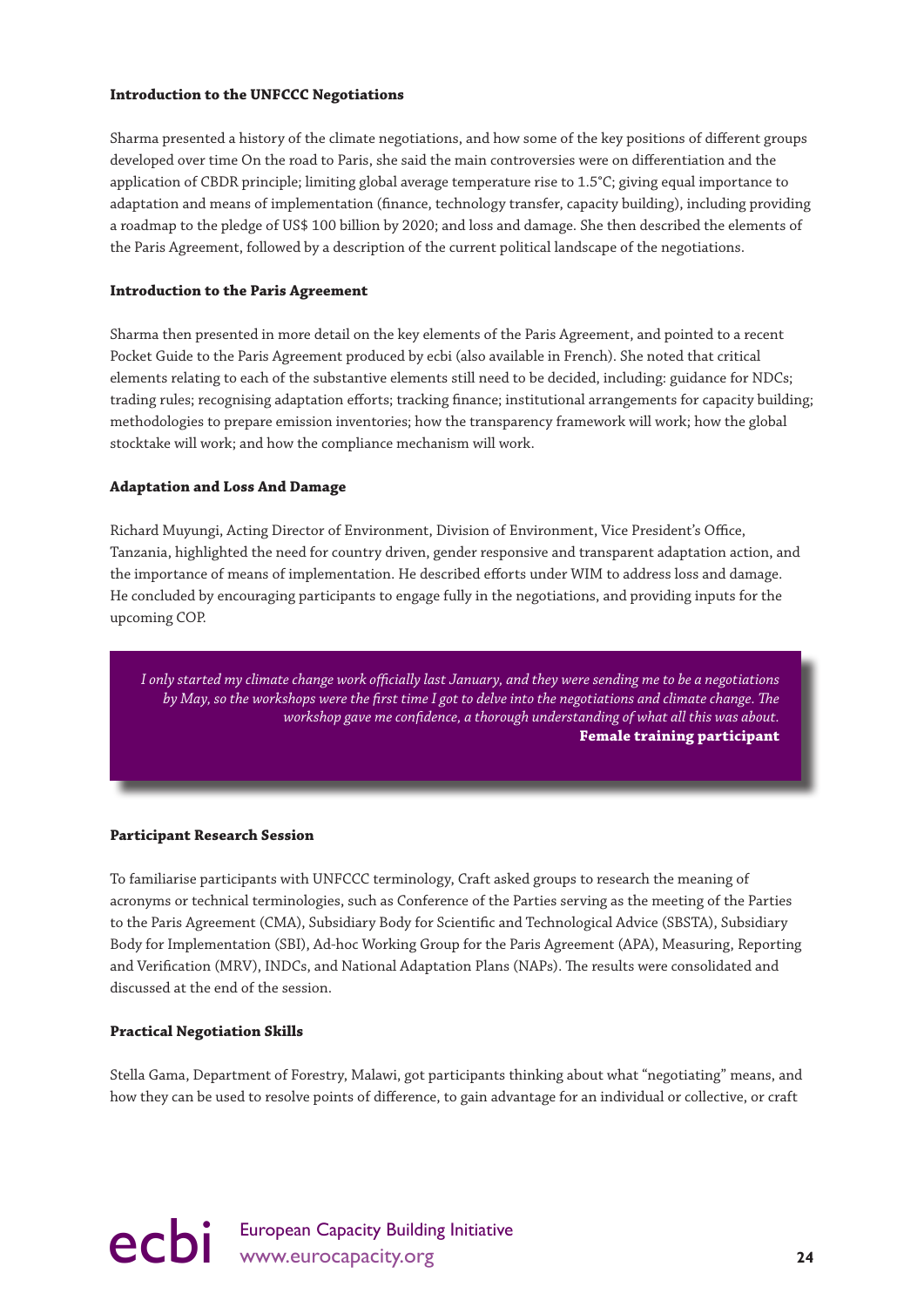**Introduction to the UNFCCC Negotiations**

Sharma presented a history of the climate negotiations, and how some of the key positions of different groups developed over time On the road to Paris, she said the main controversies were on differentiation and the application of CBDR principle; limiting global average temperature rise to 1.5°C; giving equal importance to adaptation and means of implementation (finance, technology transfer, capacity building), including providing a roadmap to the pledge of US$ 100 billion by 2020; and loss and damage. She then described the elements of the Paris Agreement, followed by a description of the current political landscape of the negotiations.

**Introduction to the Paris Agreement**

Sharma then presented in more detail on the key elements of the Paris Agreement, and pointed to a recent Pocket Guide to the Paris Agreement produced by ecbi (also available in French). She noted that critical elements relating to each of the substantive elements still need to be decided, including: guidance for NDCs; trading rules; recognising adaptation efforts; tracking finance; institutional arrangements for capacity building; methodologies to prepare emission inventories; how the transparency framework will work; how the global stocktake will work; and how the compliance mechanism will work.

**Adaptation and Loss And Damage**

Richard Muyungi, Acting Director of Environment, Division of Environment, Vice President's Office, Tanzania, highlighted the need for country driven, gender responsive and transparent adaptation action, and the importance of means of implementation. He described efforts under WIM to address loss and damage. He concluded by encouraging participants to engage fully in the negotiations, and providing inputs for the upcoming COP.

> *I only started my climate change work officially last January, and they were sending me to be a negotiations by May, so the workshops were the first time I got to delve into the negotiations and climate change. The workshop gave me confidence, a thorough understanding of what all this was about.*
> **Female training participant**

**Participant Research Session**

To familiarise participants with UNFCCC terminology, Craft asked groups to research the meaning of acronyms or technical terminologies, such as Conference of the Parties serving as the meeting of the Parties to the Paris Agreement (CMA), Subsidiary Body for Scientific and Technological Advice (SBSTA), Subsidiary Body for Implementation (SBI), Ad-hoc Working Group for the Paris Agreement (APA), Measuring, Reporting and Verification (MRV), INDCs, and National Adaptation Plans (NAPs). The results were consolidated and discussed at the end of the session.

**Practical Negotiation Skills**

Stella Gama, Department of Forestry, Malawi, got participants thinking about what "negotiating" means, and how they can be used to resolve points of difference, to gain advantage for an individual or collective, or craft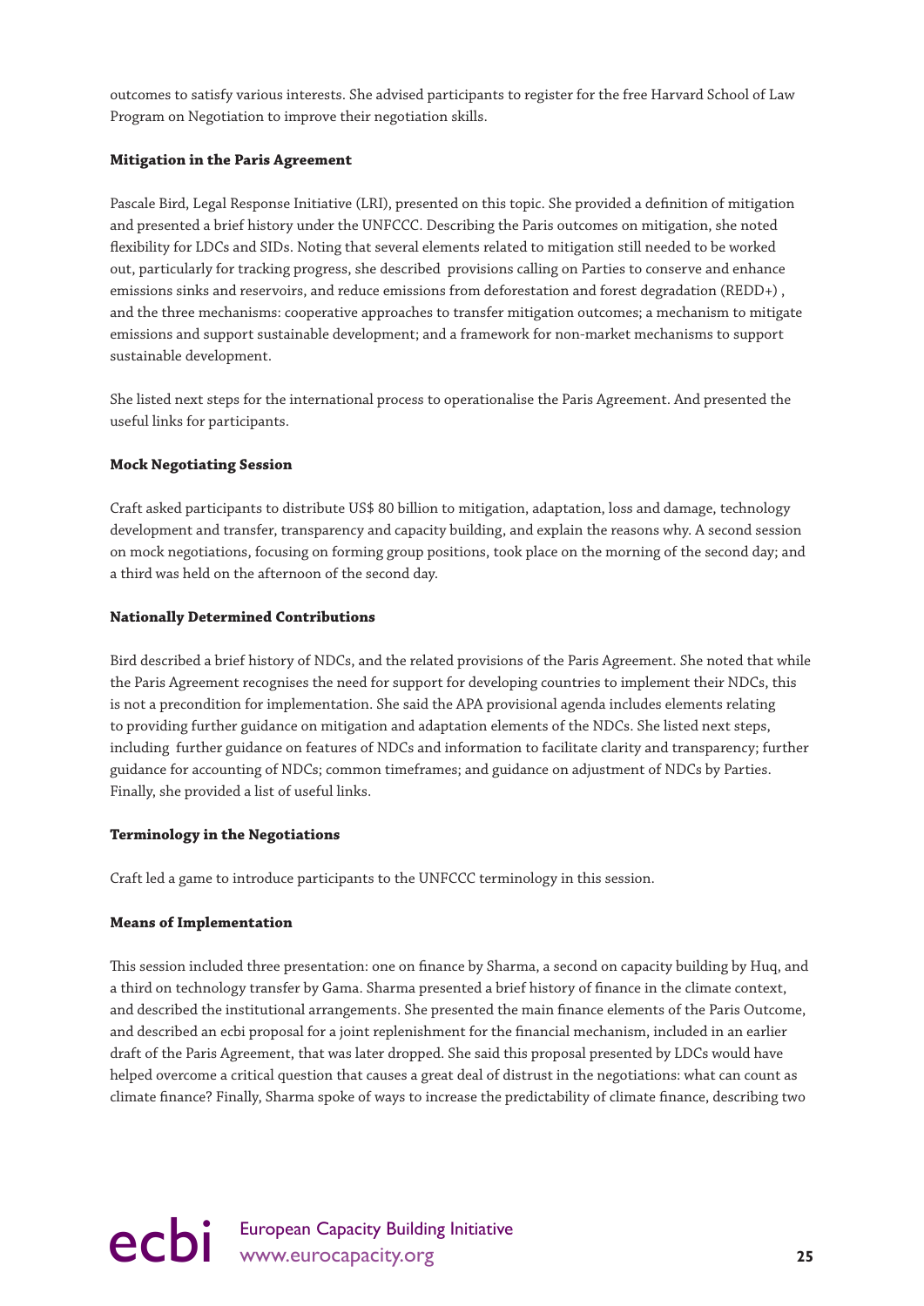outcomes to satisfy various interests. She advised participants to register for the free Harvard School of Law Program on Negotiation to improve their negotiation skills.

**Mitigation in the Paris Agreement**

Pascale Bird, Legal Response Initiative (LRI), presented on this topic. She provided a definition of mitigation and presented a brief history under the UNFCCC. Describing the Paris outcomes on mitigation, she noted flexibility for LDCs and SIDs. Noting that several elements related to mitigation still needed to be worked out, particularly for tracking progress, she described provisions calling on Parties to conserve and enhance emissions sinks and reservoirs, and reduce emissions from deforestation and forest degradation (REDD+) , and the three mechanisms: cooperative approaches to transfer mitigation outcomes; a mechanism to mitigate emissions and support sustainable development; and a framework for non-market mechanisms to support sustainable development.

She listed next steps for the international process to operationalise the Paris Agreement. And presented the useful links for participants.

**Mock Negotiating Session**

Craft asked participants to distribute US$ 80 billion to mitigation, adaptation, loss and damage, technology development and transfer, transparency and capacity building, and explain the reasons why. A second session on mock negotiations, focusing on forming group positions, took place on the morning of the second day; and a third was held on the afternoon of the second day.

**Nationally Determined Contributions**

Bird described a brief history of NDCs, and the related provisions of the Paris Agreement. She noted that while the Paris Agreement recognises the need for support for developing countries to implement their NDCs, this is not a precondition for implementation. She said the APA provisional agenda includes elements relating to providing further guidance on mitigation and adaptation elements of the NDCs. She listed next steps, including further guidance on features of NDCs and information to facilitate clarity and transparency; further guidance for accounting of NDCs; common timeframes; and guidance on adjustment of NDCs by Parties. Finally, she provided a list of useful links.

**Terminology in the Negotiations**

Craft led a game to introduce participants to the UNFCCC terminology in this session.

**Means of Implementation**

This session included three presentation: one on finance by Sharma, a second on capacity building by Huq, and a third on technology transfer by Gama. Sharma presented a brief history of finance in the climate context, and described the institutional arrangements. She presented the main finance elements of the Paris Outcome, and described an ecbi proposal for a joint replenishment for the financial mechanism, included in an earlier draft of the Paris Agreement, that was later dropped. She said this proposal presented by LDCs would have helped overcome a critical question that causes a great deal of distrust in the negotiations: what can count as climate finance? Finally, Sharma spoke of ways to increase the predictability of climate finance, describing two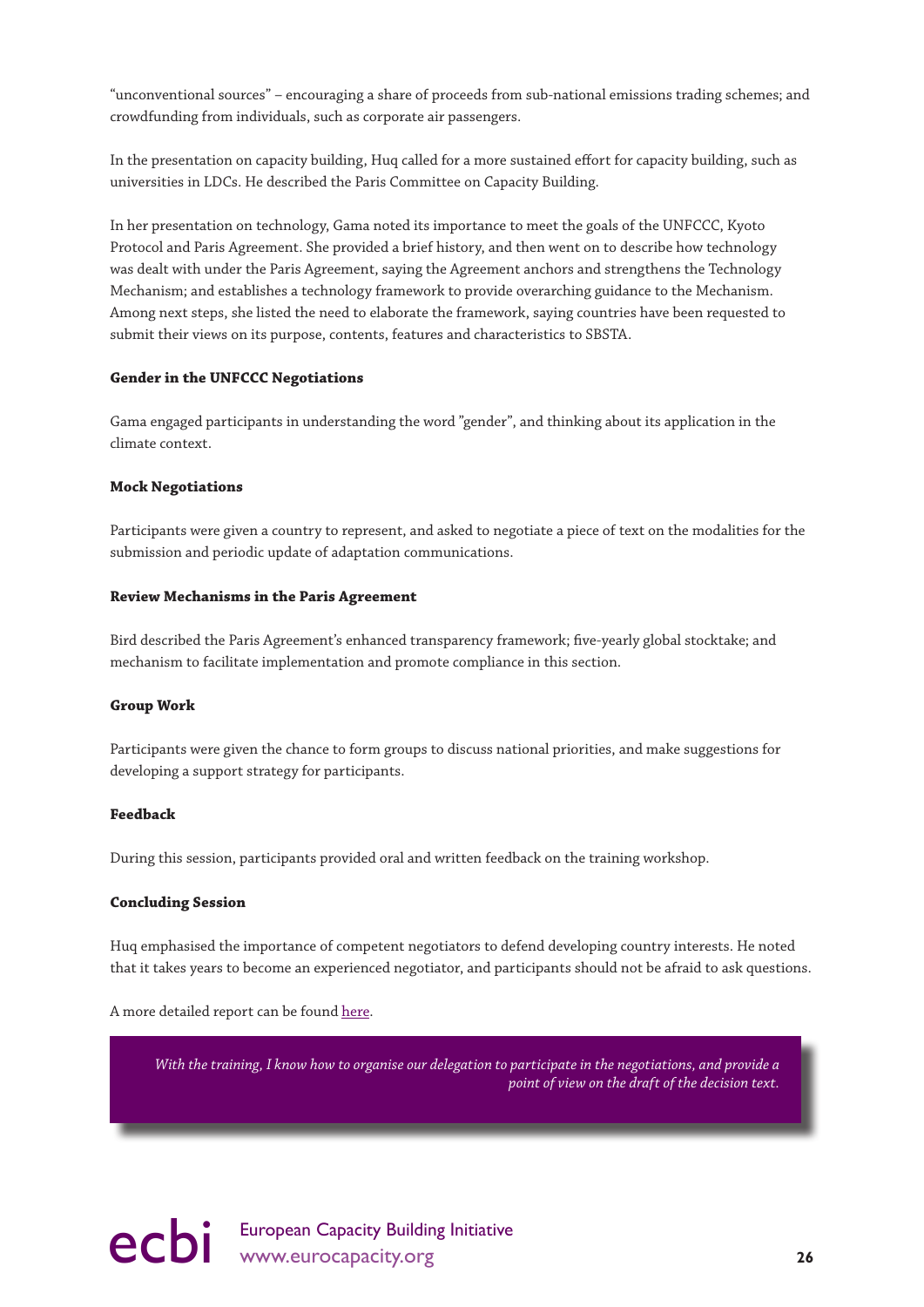"unconventional sources" – encouraging a share of proceeds from sub-national emissions trading schemes; and crowdfunding from individuals, such as corporate air passengers.

In the presentation on capacity building, Huq called for a more sustained effort for capacity building, such as universities in LDCs. He described the Paris Committee on Capacity Building.

In her presentation on technology, Gama noted its importance to meet the goals of the UNFCCC, Kyoto Protocol and Paris Agreement. She provided a brief history, and then went on to describe how technology was dealt with under the Paris Agreement, saying the Agreement anchors and strengthens the Technology Mechanism; and establishes a technology framework to provide overarching guidance to the Mechanism. Among next steps, she listed the need to elaborate the framework, saying countries have been requested to submit their views on its purpose, contents, features and characteristics to SBSTA.

**Gender in the UNFCCC Negotiations**

Gama engaged participants in understanding the word "gender", and thinking about its application in the climate context.

**Mock Negotiations**

Participants were given a country to represent, and asked to negotiate a piece of text on the modalities for the submission and periodic update of adaptation communications.

**Review Mechanisms in the Paris Agreement**

Bird described the Paris Agreement's enhanced transparency framework; five-yearly global stocktake; and mechanism to facilitate implementation and promote compliance in this section.

**Group Work**

Participants were given the chance to form groups to discuss national priorities, and make suggestions for developing a support strategy for participants.

**Feedback**

During this session, participants provided oral and written feedback on the training workshop.

**Concluding Session**

Huq emphasised the importance of competent negotiators to defend developing country interests. He noted that it takes years to become an experienced negotiator, and participants should not be afraid to ask questions.

A more detailed report can be found here.

> *With the training, I know how to organise our delegation to participate in the negotiations, and provide a point of view on the draft of the decision text.*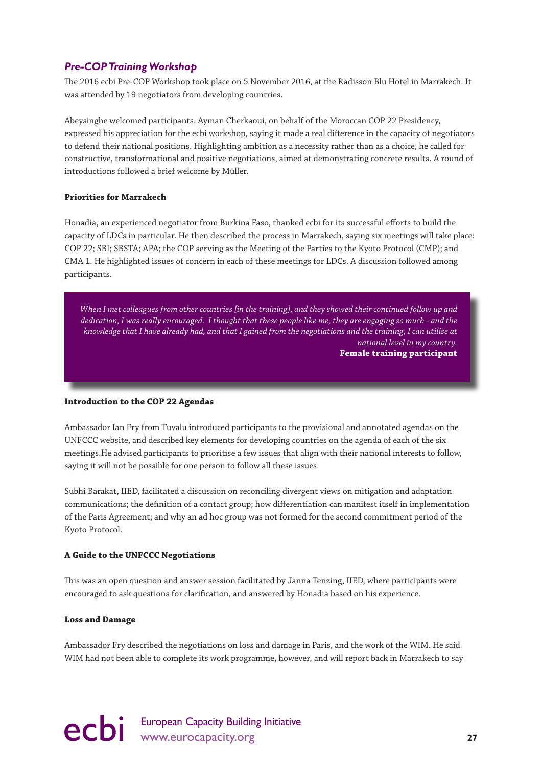## *Pre-COP Training Workshop*

The 2016 ecbi Pre-COP Workshop took place on 5 November 2016, at the Radisson Blu Hotel in Marrakech. It was attended by 19 negotiators from developing countries.

Abeysinghe welcomed participants. Ayman Cherkaoui, on behalf of the Moroccan COP 22 Presidency, expressed his appreciation for the ecbi workshop, saying it made a real difference in the capacity of negotiators to defend their national positions. Highlighting ambition as a necessity rather than as a choice, he called for constructive, transformational and positive negotiations, aimed at demonstrating concrete results. A round of introductions followed a brief welcome by Müller.

**Priorities for Marrakech**

Honadia, an experienced negotiator from Burkina Faso, thanked ecbi for its successful efforts to build the capacity of LDCs in particular. He then described the process in Marrakech, saying six meetings will take place: COP 22; SBI; SBSTA; APA; the COP serving as the Meeting of the Parties to the Kyoto Protocol (CMP); and CMA 1. He highlighted issues of concern in each of these meetings for LDCs. A discussion followed among participants.

> *When I met colleagues from other countries [in the training], and they showed their continued follow up and dedication, I was really encouraged. I thought that these people like me, they are engaging so much - and the knowledge that I have already had, and that I gained from the negotiations and the training, I can utilise at national level in my country.*
> **Female training participant**

**Introduction to the COP 22 Agendas**

Ambassador Ian Fry from Tuvalu introduced participants to the provisional and annotated agendas on the UNFCCC website, and described key elements for developing countries on the agenda of each of the six meetings.He advised participants to prioritise a few issues that align with their national interests to follow, saying it will not be possible for one person to follow all these issues.

Subhi Barakat, IIED, facilitated a discussion on reconciling divergent views on mitigation and adaptation communications; the definition of a contact group; how differentiation can manifest itself in implementation of the Paris Agreement; and why an ad hoc group was not formed for the second commitment period of the Kyoto Protocol.

**A Guide to the UNFCCC Negotiations**

This was an open question and answer session facilitated by Janna Tenzing, IIED, where participants were encouraged to ask questions for clarification, and answered by Honadia based on his experience.

**Loss and Damage**

Ambassador Fry described the negotiations on loss and damage in Paris, and the work of the WIM. He said WIM had not been able to complete its work programme, however, and will report back in Marrakech to say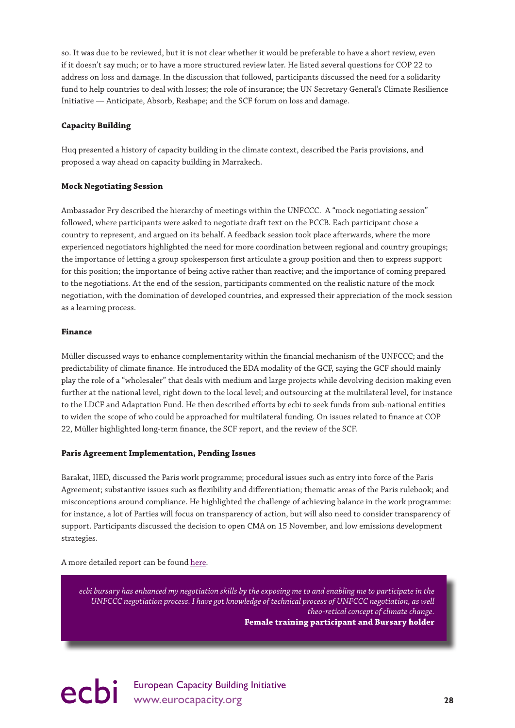so. It was due to be reviewed, but it is not clear whether it would be preferable to have a short review, even if it doesn't say much; or to have a more structured review later. He listed several questions for COP 22 to address on loss and damage. In the discussion that followed, participants discussed the need for a solidarity fund to help countries to deal with losses; the role of insurance; the UN Secretary General's Climate Resilience Initiative — Anticipate, Absorb, Reshape; and the SCF forum on loss and damage.

**Capacity Building**

Huq presented a history of capacity building in the climate context, described the Paris provisions, and proposed a way ahead on capacity building in Marrakech.

**Mock Negotiating Session**

Ambassador Fry described the hierarchy of meetings within the UNFCCC. A "mock negotiating session" followed, where participants were asked to negotiate draft text on the PCCB. Each participant chose a country to represent, and argued on its behalf. A feedback session took place afterwards, where the more experienced negotiators highlighted the need for more coordination between regional and country groupings; the importance of letting a group spokesperson first articulate a group position and then to express support for this position; the importance of being active rather than reactive; and the importance of coming prepared to the negotiations. At the end of the session, participants commented on the realistic nature of the mock negotiation, with the domination of developed countries, and expressed their appreciation of the mock session as a learning process.

**Finance**

Müller discussed ways to enhance complementarity within the financial mechanism of the UNFCCC; and the predictability of climate finance. He introduced the EDA modality of the GCF, saying the GCF should mainly play the role of a "wholesaler" that deals with medium and large projects while devolving decision making even further at the national level, right down to the local level; and outsourcing at the multilateral level, for instance to the LDCF and Adaptation Fund. He then described efforts by ecbi to seek funds from sub-national entities to widen the scope of who could be approached for multilateral funding. On issues related to finance at COP 22, Müller highlighted long-term finance, the SCF report, and the review of the SCF.

**Paris Agreement Implementation, Pending Issues**

Barakat, IIED, discussed the Paris work programme; procedural issues such as entry into force of the Paris Agreement; substantive issues such as flexibility and differentiation; thematic areas of the Paris rulebook; and misconceptions around compliance. He highlighted the challenge of achieving balance in the work programme: for instance, a lot of Parties will focus on transparency of action, but will also need to consider transparency of support. Participants discussed the decision to open CMA on 15 November, and low emissions development strategies.

A more detailed report can be found here.

> *ecbi bursary has enhanced my negotiation skills by the exposing me to and enabling me to participate in the UNFCCC negotiation process. I have got knowledge of technical process of UNFCCC negotiation, as well theo-retical concept of climate change.*
> **Female training participant and Bursary holder**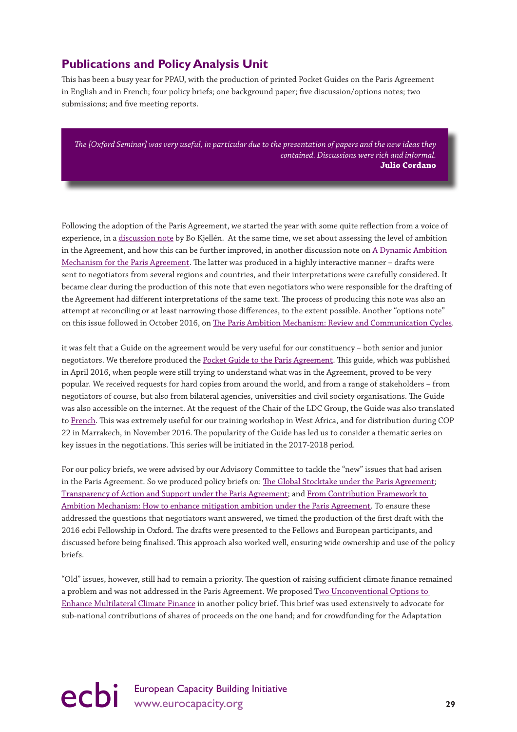## Publications and Policy Analysis Unit

This has been a busy year for PPAU, with the production of printed Pocket Guides on the Paris Agreement in English and in French; four policy briefs; one background paper; five discussion/options notes; two submissions; and five meeting reports.

> *The [Oxford Seminar] was very useful, in particular due to the presentation of papers and the new ideas they contained. Discussions were rich and informal.*
> **Julio Cordano**

Following the adoption of the Paris Agreement, we started the year with some quite reflection from a voice of experience, in a discussion note by Bo Kjellén. At the same time, we set about assessing the level of ambition in the Agreement, and how this can be further improved, in another discussion note on A Dynamic Ambition Mechanism for the Paris Agreement. The latter was produced in a highly interactive manner – drafts were sent to negotiators from several regions and countries, and their interpretations were carefully considered. It became clear during the production of this note that even negotiators who were responsible for the drafting of the Agreement had different interpretations of the same text. The process of producing this note was also an attempt at reconciling or at least narrowing those differences, to the extent possible. Another "options note" on this issue followed in October 2016, on The Paris Ambition Mechanism: Review and Communication Cycles.

it was felt that a Guide on the agreement would be very useful for our constituency – both senior and junior negotiators. We therefore produced the Pocket Guide to the Paris Agreement. This guide, which was published in April 2016, when people were still trying to understand what was in the Agreement, proved to be very popular. We received requests for hard copies from around the world, and from a range of stakeholders – from negotiators of course, but also from bilateral agencies, universities and civil society organisations. The Guide was also accessible on the internet. At the request of the Chair of the LDC Group, the Guide was also translated to French. This was extremely useful for our training workshop in West Africa, and for distribution during COP 22 in Marrakech, in November 2016. The popularity of the Guide has led us to consider a thematic series on key issues in the negotiations. This series will be initiated in the 2017-2018 period.

For our policy briefs, we were advised by our Advisory Committee to tackle the "new" issues that had arisen in the Paris Agreement. So we produced policy briefs on: The Global Stocktake under the Paris Agreement; Transparency of Action and Support under the Paris Agreement; and From Contribution Framework to Ambition Mechanism: How to enhance mitigation ambition under the Paris Agreement. To ensure these addressed the questions that negotiators want answered, we timed the production of the first draft with the 2016 ecbi Fellowship in Oxford. The drafts were presented to the Fellows and European participants, and discussed before being finalised. This approach also worked well, ensuring wide ownership and use of the policy briefs.

"Old" issues, however, still had to remain a priority. The question of raising sufficient climate finance remained a problem and was not addressed in the Paris Agreement. We proposed Two Unconventional Options to Enhance Multilateral Climate Finance in another policy brief. This brief was used extensively to advocate for sub-national contributions of shares of proceeds on the one hand; and for crowdfunding for the Adaptation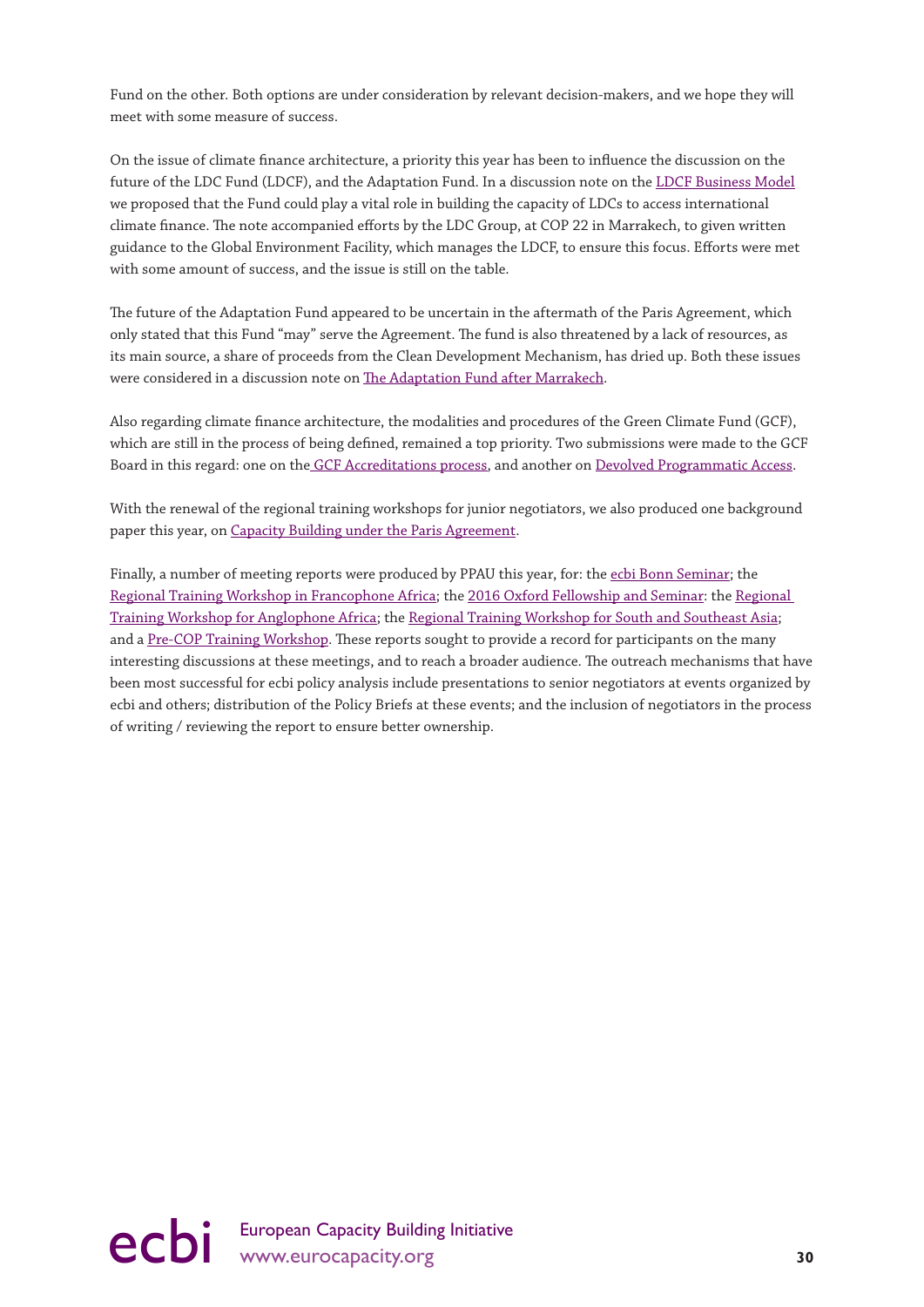Fund on the other. Both options are under consideration by relevant decision-makers, and we hope they will meet with some measure of success.

On the issue of climate finance architecture, a priority this year has been to influence the discussion on the future of the LDC Fund (LDCF), and the Adaptation Fund. In a discussion note on the LDCF Business Model we proposed that the Fund could play a vital role in building the capacity of LDCs to access international climate finance. The note accompanied efforts by the LDC Group, at COP 22 in Marrakech, to given written guidance to the Global Environment Facility, which manages the LDCF, to ensure this focus. Efforts were met with some amount of success, and the issue is still on the table.

The future of the Adaptation Fund appeared to be uncertain in the aftermath of the Paris Agreement, which only stated that this Fund "may" serve the Agreement. The fund is also threatened by a lack of resources, as its main source, a share of proceeds from the Clean Development Mechanism, has dried up. Both these issues were considered in a discussion note on The Adaptation Fund after Marrakech.

Also regarding climate finance architecture, the modalities and procedures of the Green Climate Fund (GCF), which are still in the process of being defined, remained a top priority. Two submissions were made to the GCF Board in this regard: one on the GCF Accreditations process, and another on Devolved Programmatic Access.

With the renewal of the regional training workshops for junior negotiators, we also produced one background paper this year, on Capacity Building under the Paris Agreement.

Finally, a number of meeting reports were produced by PPAU this year, for: the ecbi Bonn Seminar; the Regional Training Workshop in Francophone Africa; the 2016 Oxford Fellowship and Seminar: the Regional Training Workshop for Anglophone Africa; the Regional Training Workshop for South and Southeast Asia; and a Pre-COP Training Workshop. These reports sought to provide a record for participants on the many interesting discussions at these meetings, and to reach a broader audience. The outreach mechanisms that have been most successful for ecbi policy analysis include presentations to senior negotiators at events organized by ecbi and others; distribution of the Policy Briefs at these events; and the inclusion of negotiators in the process of writing / reviewing the report to ensure better ownership.